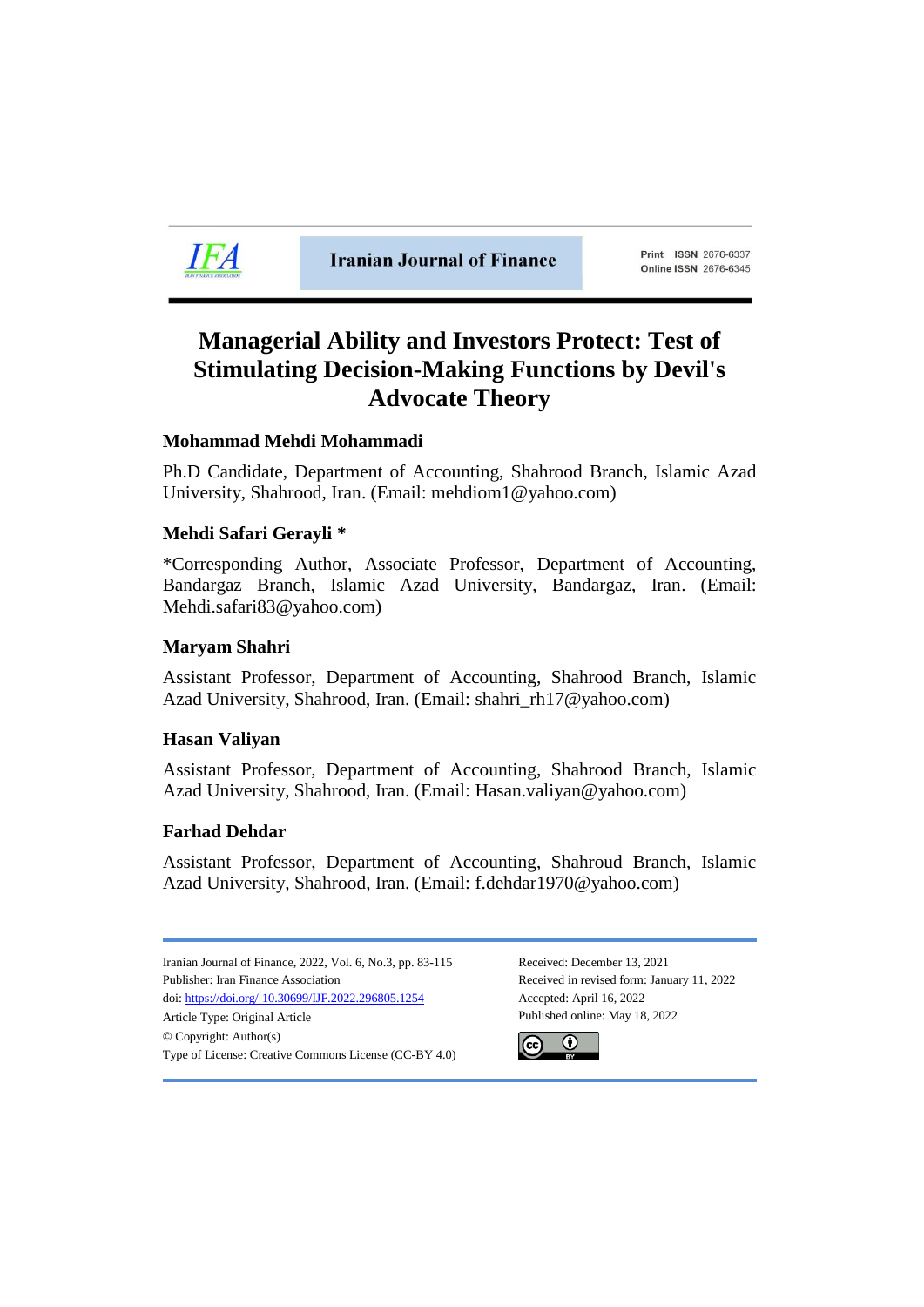Iranian Journal of Finance

Print ISSN 2676-6337
Online ISSN 2676-6345

# Managerial Ability and Investors Protect: Test of Stimulating Decision-Making Functions by Devil's Advocate Theory

**Mohammad Mehdi Mohammadi**

Ph.D Candidate, Department of Accounting, Shahrood Branch, Islamic Azad University, Shahrood, Iran. (Email: mehdiom1@yahoo.com)

**Mehdi Safari Gerayli ***

*Corresponding Author, Associate Professor, Department of Accounting, Bandargaz Branch, Islamic Azad University, Bandargaz, Iran. (Email: Mehdi.safari83@yahoo.com)

**Maryam Shahri**

Assistant Professor, Department of Accounting, Shahrood Branch, Islamic Azad University, Shahrood, Iran. (Email: shahri_rh17@yahoo.com)

**Hasan Valiyan**

Assistant Professor, Department of Accounting, Shahrood Branch, Islamic Azad University, Shahrood, Iran. (Email: Hasan.valiyan@yahoo.com)

**Farhad Dehdar**

Assistant Professor, Department of Accounting, Shahroud Branch, Islamic Azad University, Shahrood, Iran. (Email: f.dehdar1970@yahoo.com)

---

Iranian Journal of Finance, 2022, Vol. 6, No.3, pp. 83-115
Publisher: Iran Finance Association
doi: https://doi.org/ 10.30699/IJF.2022.296805.1254
Article Type: Original Article
© Copyright: Author(s)
Type of License: Creative Commons License (CC-BY 4.0)

Received: December 13, 2021
Received in revised form: January 11, 2022
Accepted: April 16, 2022
Published online: May 18, 2022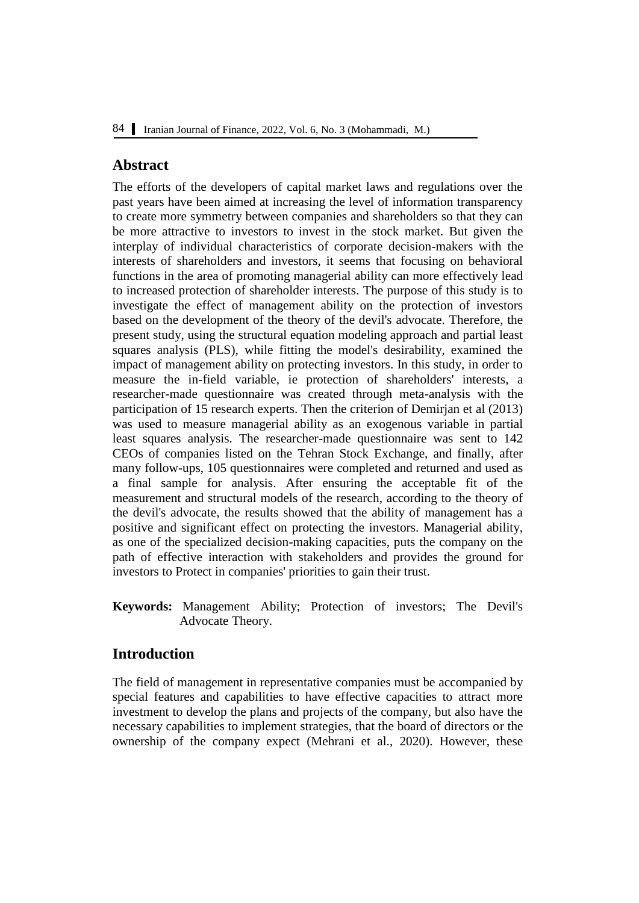## Abstract

The efforts of the developers of capital market laws and regulations over the past years have been aimed at increasing the level of information transparency to create more symmetry between companies and shareholders so that they can be more attractive to investors to invest in the stock market. But given the interplay of individual characteristics of corporate decision-makers with the interests of shareholders and investors, it seems that focusing on behavioral functions in the area of promoting managerial ability can more effectively lead to increased protection of shareholder interests. The purpose of this study is to investigate the effect of management ability on the protection of investors based on the development of the theory of the devil's advocate. Therefore, the present study, using the structural equation modeling approach and partial least squares analysis (PLS), while fitting the model's desirability, examined the impact of management ability on protecting investors. In this study, in order to measure the in-field variable, ie protection of shareholders' interests, a researcher-made questionnaire was created through meta-analysis with the participation of 15 research experts. Then the criterion of Demirjan et al (2013) was used to measure managerial ability as an exogenous variable in partial least squares analysis. The researcher-made questionnaire was sent to 142 CEOs of companies listed on the Tehran Stock Exchange, and finally, after many follow-ups, 105 questionnaires were completed and returned and used as a final sample for analysis. After ensuring the acceptable fit of the measurement and structural models of the research, according to the theory of the devil's advocate, the results showed that the ability of management has a positive and significant effect on protecting the investors. Managerial ability, as one of the specialized decision-making capacities, puts the company on the path of effective interaction with stakeholders and provides the ground for investors to Protect in companies' priorities to gain their trust.

**Keywords:** Management Ability; Protection of investors; The Devil's Advocate Theory.

## Introduction

The field of management in representative companies must be accompanied by special features and capabilities to have effective capacities to attract more investment to develop the plans and projects of the company, but also have the necessary capabilities to implement strategies, that the board of directors or the ownership of the company expect (Mehrani et al., 2020). However, these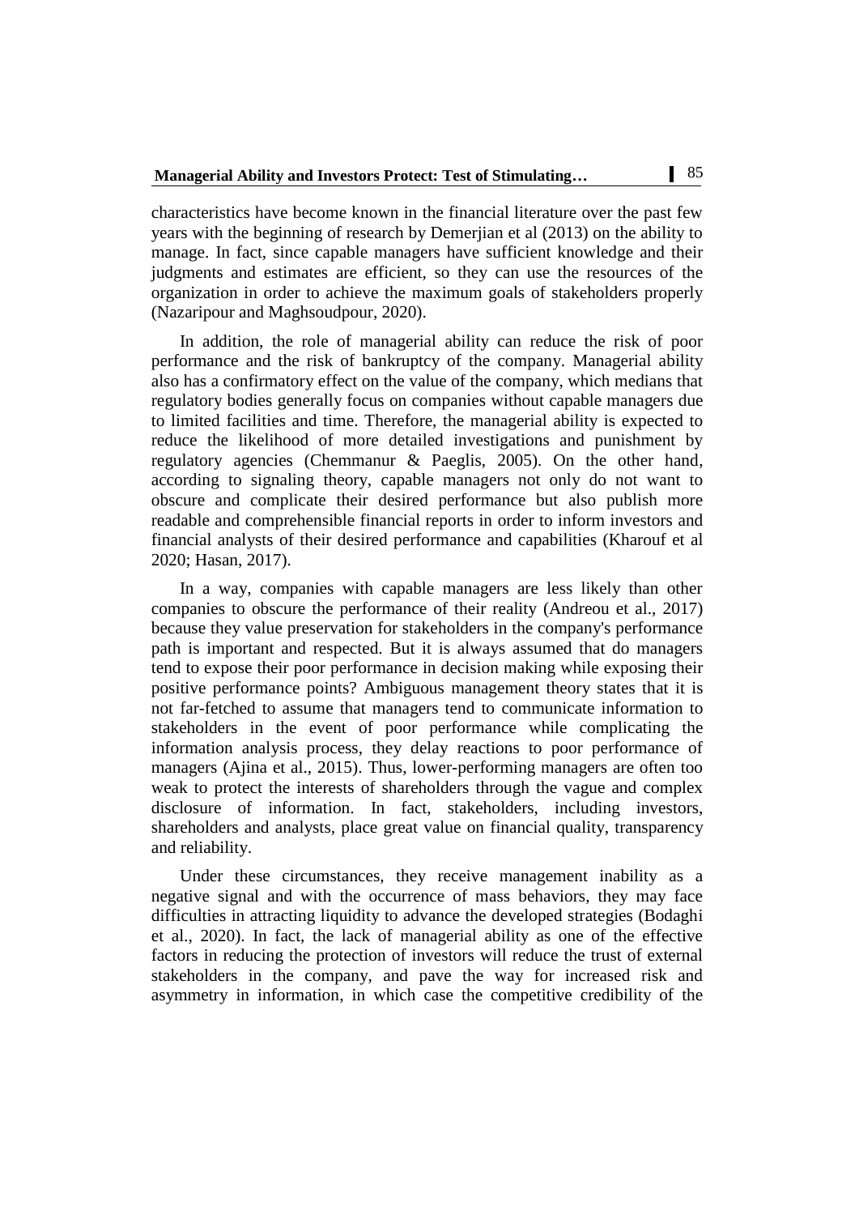characteristics have become known in the financial literature over the past few years with the beginning of research by Demerjian et al (2013) on the ability to manage. In fact, since capable managers have sufficient knowledge and their judgments and estimates are efficient, so they can use the resources of the organization in order to achieve the maximum goals of stakeholders properly (Nazaripour and Maghsoudpour, 2020).

In addition, the role of managerial ability can reduce the risk of poor performance and the risk of bankruptcy of the company. Managerial ability also has a confirmatory effect on the value of the company, which medians that regulatory bodies generally focus on companies without capable managers due to limited facilities and time. Therefore, the managerial ability is expected to reduce the likelihood of more detailed investigations and punishment by regulatory agencies (Chemmanur & Paeglis, 2005). On the other hand, according to signaling theory, capable managers not only do not want to obscure and complicate their desired performance but also publish more readable and comprehensible financial reports in order to inform investors and financial analysts of their desired performance and capabilities (Kharouf et al 2020; Hasan, 2017).

In a way, companies with capable managers are less likely than other companies to obscure the performance of their reality (Andreou et al., 2017) because they value preservation for stakeholders in the company's performance path is important and respected. But it is always assumed that do managers tend to expose their poor performance in decision making while exposing their positive performance points? Ambiguous management theory states that it is not far-fetched to assume that managers tend to communicate information to stakeholders in the event of poor performance while complicating the information analysis process, they delay reactions to poor performance of managers (Ajina et al., 2015). Thus, lower-performing managers are often too weak to protect the interests of shareholders through the vague and complex disclosure of information. In fact, stakeholders, including investors, shareholders and analysts, place great value on financial quality, transparency and reliability.

Under these circumstances, they receive management inability as a negative signal and with the occurrence of mass behaviors, they may face difficulties in attracting liquidity to advance the developed strategies (Bodaghi et al., 2020). In fact, the lack of managerial ability as one of the effective factors in reducing the protection of investors will reduce the trust of external stakeholders in the company, and pave the way for increased risk and asymmetry in information, in which case the competitive credibility of the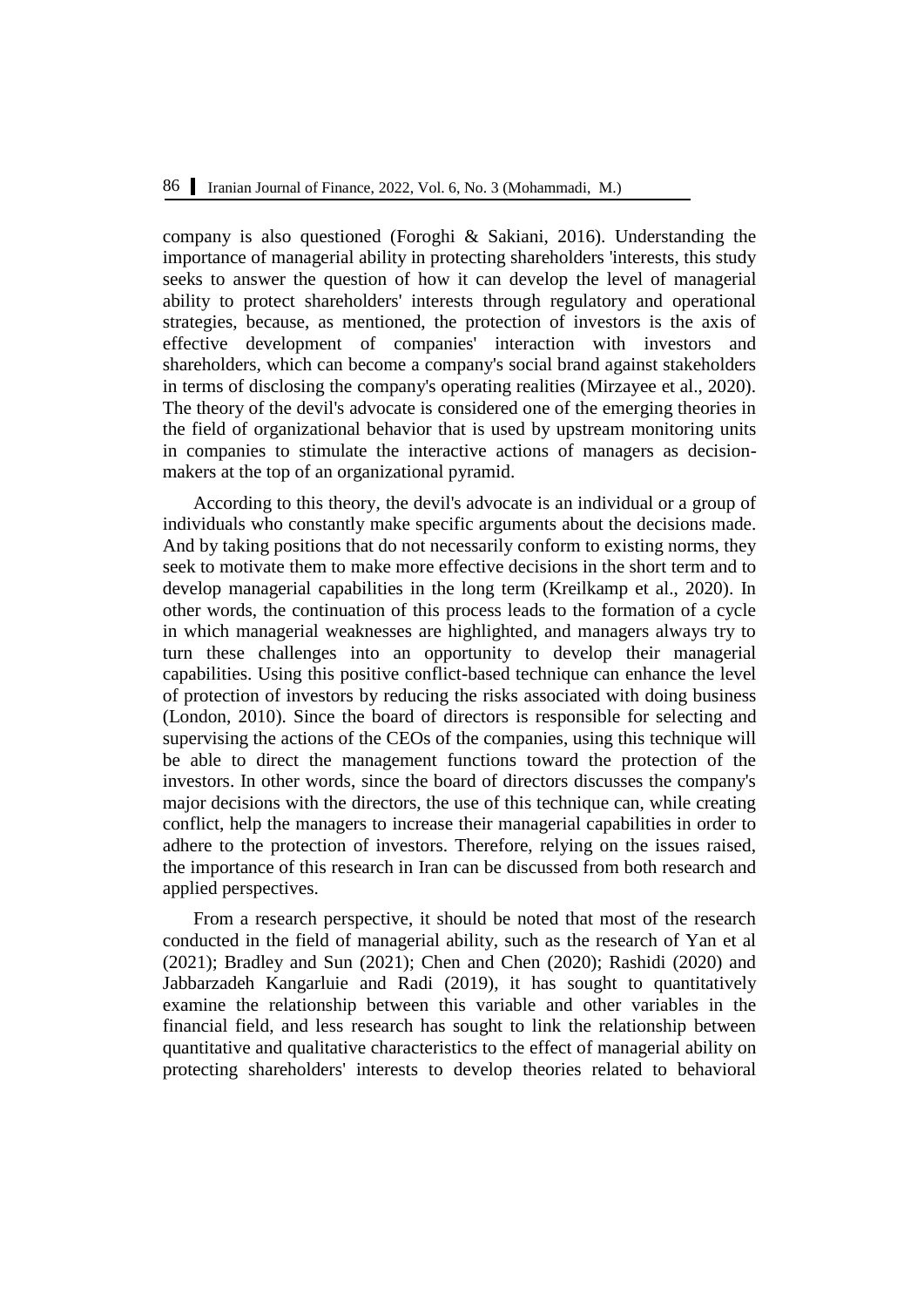company is also questioned (Foroghi & Sakiani, 2016). Understanding the importance of managerial ability in protecting shareholders 'interests, this study seeks to answer the question of how it can develop the level of managerial ability to protect shareholders' interests through regulatory and operational strategies, because, as mentioned, the protection of investors is the axis of effective development of companies' interaction with investors and shareholders, which can become a company's social brand against stakeholders in terms of disclosing the company's operating realities (Mirzayee et al., 2020). The theory of the devil's advocate is considered one of the emerging theories in the field of organizational behavior that is used by upstream monitoring units in companies to stimulate the interactive actions of managers as decision-makers at the top of an organizational pyramid.

According to this theory, the devil's advocate is an individual or a group of individuals who constantly make specific arguments about the decisions made. And by taking positions that do not necessarily conform to existing norms, they seek to motivate them to make more effective decisions in the short term and to develop managerial capabilities in the long term (Kreilkamp et al., 2020). In other words, the continuation of this process leads to the formation of a cycle in which managerial weaknesses are highlighted, and managers always try to turn these challenges into an opportunity to develop their managerial capabilities. Using this positive conflict-based technique can enhance the level of protection of investors by reducing the risks associated with doing business (London, 2010). Since the board of directors is responsible for selecting and supervising the actions of the CEOs of the companies, using this technique will be able to direct the management functions toward the protection of the investors. In other words, since the board of directors discusses the company's major decisions with the directors, the use of this technique can, while creating conflict, help the managers to increase their managerial capabilities in order to adhere to the protection of investors. Therefore, relying on the issues raised, the importance of this research in Iran can be discussed from both research and applied perspectives.

From a research perspective, it should be noted that most of the research conducted in the field of managerial ability, such as the research of Yan et al (2021); Bradley and Sun (2021); Chen and Chen (2020); Rashidi (2020) and Jabbarzadeh Kangarluie and Radi (2019), it has sought to quantitatively examine the relationship between this variable and other variables in the financial field, and less research has sought to link the relationship between quantitative and qualitative characteristics to the effect of managerial ability on protecting shareholders' interests to develop theories related to behavioral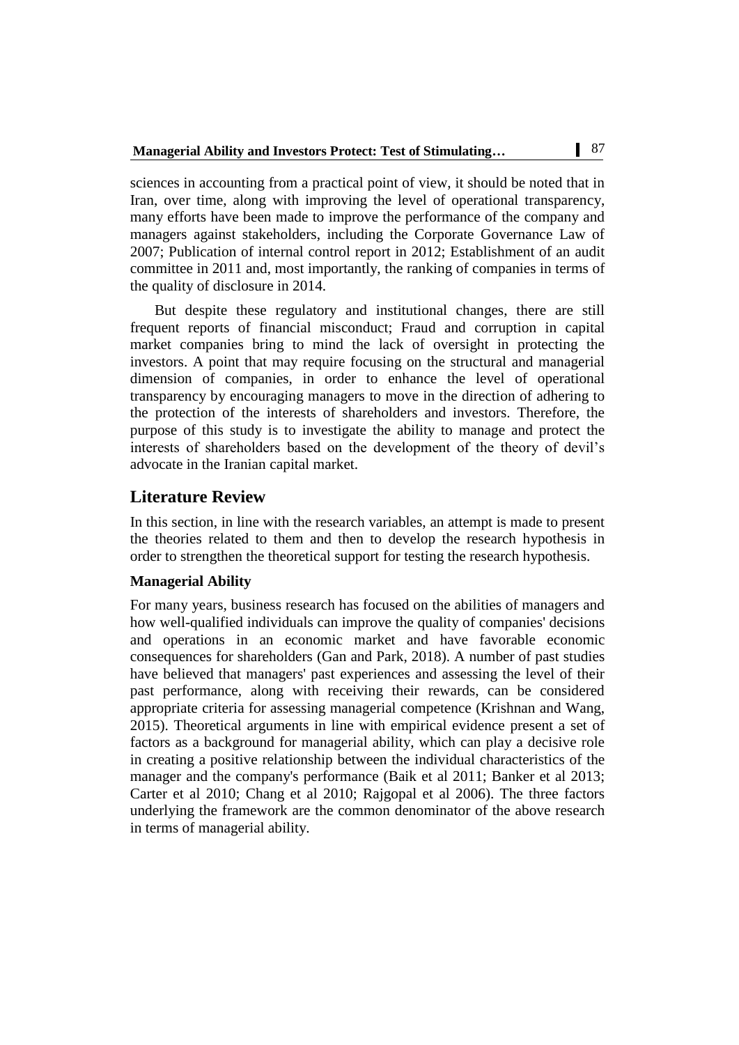sciences in accounting from a practical point of view, it should be noted that in Iran, over time, along with improving the level of operational transparency, many efforts have been made to improve the performance of the company and managers against stakeholders, including the Corporate Governance Law of 2007; Publication of internal control report in 2012; Establishment of an audit committee in 2011 and, most importantly, the ranking of companies in terms of the quality of disclosure in 2014.

But despite these regulatory and institutional changes, there are still frequent reports of financial misconduct; Fraud and corruption in capital market companies bring to mind the lack of oversight in protecting the investors. A point that may require focusing on the structural and managerial dimension of companies, in order to enhance the level of operational transparency by encouraging managers to move in the direction of adhering to the protection of the interests of shareholders and investors. Therefore, the purpose of this study is to investigate the ability to manage and protect the interests of shareholders based on the development of the theory of devil's advocate in the Iranian capital market.

## Literature Review

In this section, in line with the research variables, an attempt is made to present the theories related to them and then to develop the research hypothesis in order to strengthen the theoretical support for testing the research hypothesis.

### Managerial Ability

For many years, business research has focused on the abilities of managers and how well-qualified individuals can improve the quality of companies' decisions and operations in an economic market and have favorable economic consequences for shareholders (Gan and Park, 2018). A number of past studies have believed that managers' past experiences and assessing the level of their past performance, along with receiving their rewards, can be considered appropriate criteria for assessing managerial competence (Krishnan and Wang, 2015). Theoretical arguments in line with empirical evidence present a set of factors as a background for managerial ability, which can play a decisive role in creating a positive relationship between the individual characteristics of the manager and the company's performance (Baik et al 2011; Banker et al 2013; Carter et al 2010; Chang et al 2010; Rajgopal et al 2006). The three factors underlying the framework are the common denominator of the above research in terms of managerial ability.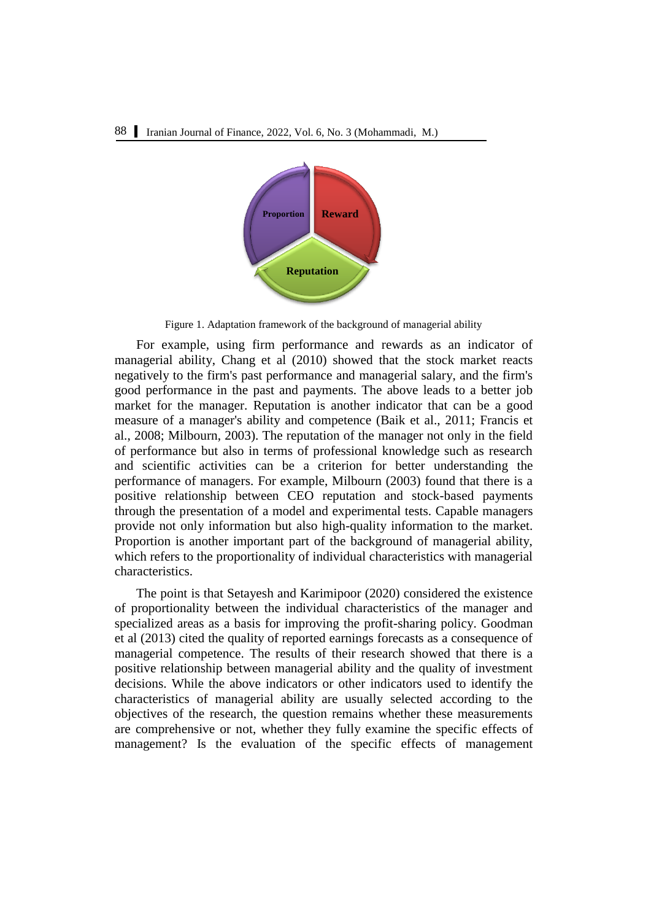Proportion

Reward

Reputation

Figure 1. Adaptation framework of the background of managerial ability

For example, using firm performance and rewards as an indicator of managerial ability, Chang et al (2010) showed that the stock market reacts negatively to the firm's past performance and managerial salary, and the firm's good performance in the past and payments. The above leads to a better job market for the manager. Reputation is another indicator that can be a good measure of a manager's ability and competence (Baik et al., 2011; Francis et al., 2008; Milbourn, 2003). The reputation of the manager not only in the field of performance but also in terms of professional knowledge such as research and scientific activities can be a criterion for better understanding the performance of managers. For example, Milbourn (2003) found that there is a positive relationship between CEO reputation and stock-based payments through the presentation of a model and experimental tests. Capable managers provide not only information but also high-quality information to the market. Proportion is another important part of the background of managerial ability, which refers to the proportionality of individual characteristics with managerial characteristics.

The point is that Setayesh and Karimipoor (2020) considered the existence of proportionality between the individual characteristics of the manager and specialized areas as a basis for improving the profit-sharing policy. Goodman et al (2013) cited the quality of reported earnings forecasts as a consequence of managerial competence. The results of their research showed that there is a positive relationship between managerial ability and the quality of investment decisions. While the above indicators or other indicators used to identify the characteristics of managerial ability are usually selected according to the objectives of the research, the question remains whether these measurements are comprehensive or not, whether they fully examine the specific effects of management? Is the evaluation of the specific effects of management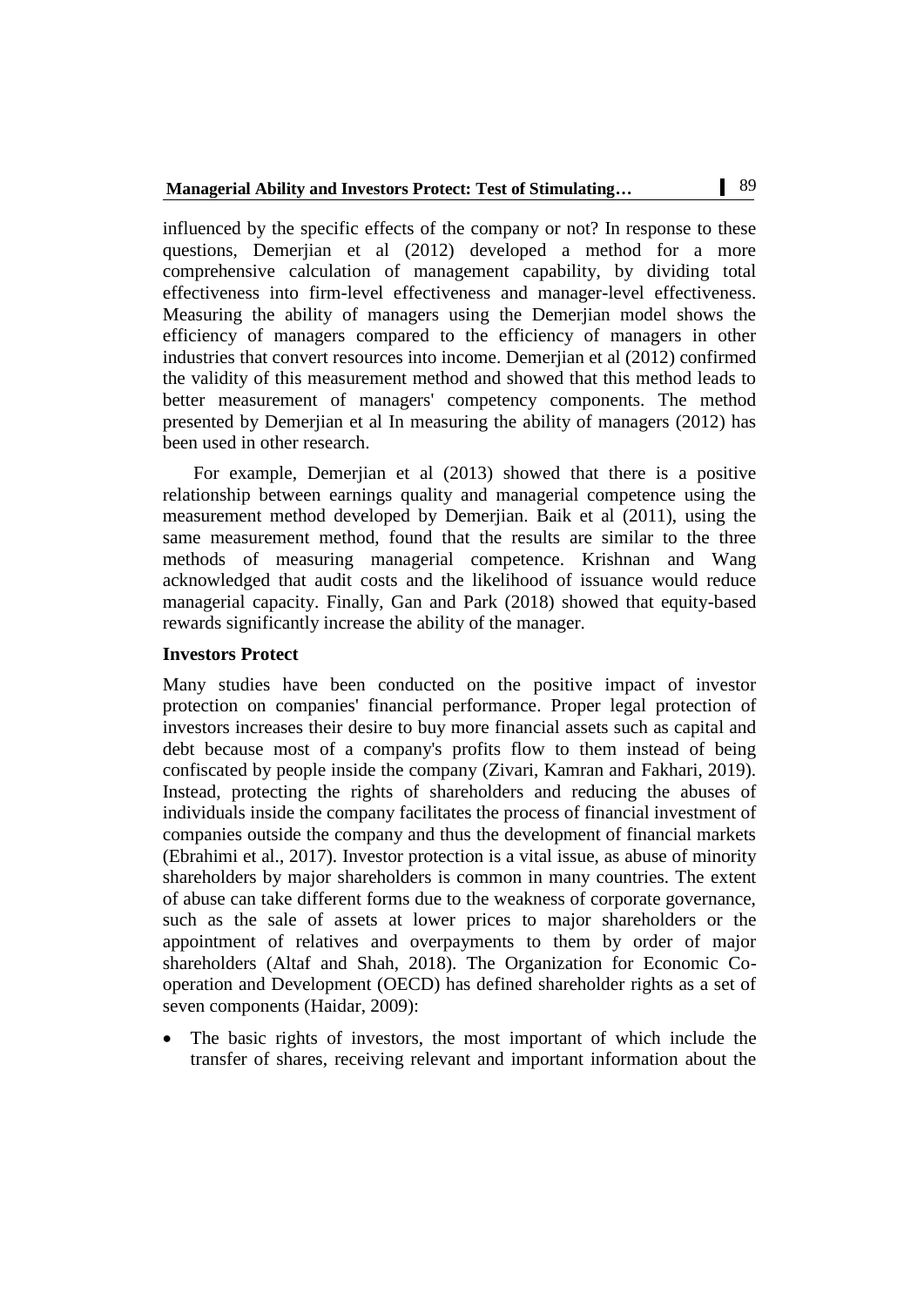influenced by the specific effects of the company or not? In response to these questions, Demerjian et al (2012) developed a method for a more comprehensive calculation of management capability, by dividing total effectiveness into firm-level effectiveness and manager-level effectiveness. Measuring the ability of managers using the Demerjian model shows the efficiency of managers compared to the efficiency of managers in other industries that convert resources into income. Demerjian et al (2012) confirmed the validity of this measurement method and showed that this method leads to better measurement of managers' competency components. The method presented by Demerjian et al In measuring the ability of managers (2012) has been used in other research.

For example, Demerjian et al (2013) showed that there is a positive relationship between earnings quality and managerial competence using the measurement method developed by Demerjian. Baik et al (2011), using the same measurement method, found that the results are similar to the three methods of measuring managerial competence. Krishnan and Wang acknowledged that audit costs and the likelihood of issuance would reduce managerial capacity. Finally, Gan and Park (2018) showed that equity-based rewards significantly increase the ability of the manager.

**Investors Protect**

Many studies have been conducted on the positive impact of investor protection on companies' financial performance. Proper legal protection of investors increases their desire to buy more financial assets such as capital and debt because most of a company's profits flow to them instead of being confiscated by people inside the company (Zivari, Kamran and Fakhari, 2019). Instead, protecting the rights of shareholders and reducing the abuses of individuals inside the company facilitates the process of financial investment of companies outside the company and thus the development of financial markets (Ebrahimi et al., 2017). Investor protection is a vital issue, as abuse of minority shareholders by major shareholders is common in many countries. The extent of abuse can take different forms due to the weakness of corporate governance, such as the sale of assets at lower prices to major shareholders or the appointment of relatives and overpayments to them by order of major shareholders (Altaf and Shah, 2018). The Organization for Economic Co-operation and Development (OECD) has defined shareholder rights as a set of seven components (Haidar, 2009):

- The basic rights of investors, the most important of which include the transfer of shares, receiving relevant and important information about the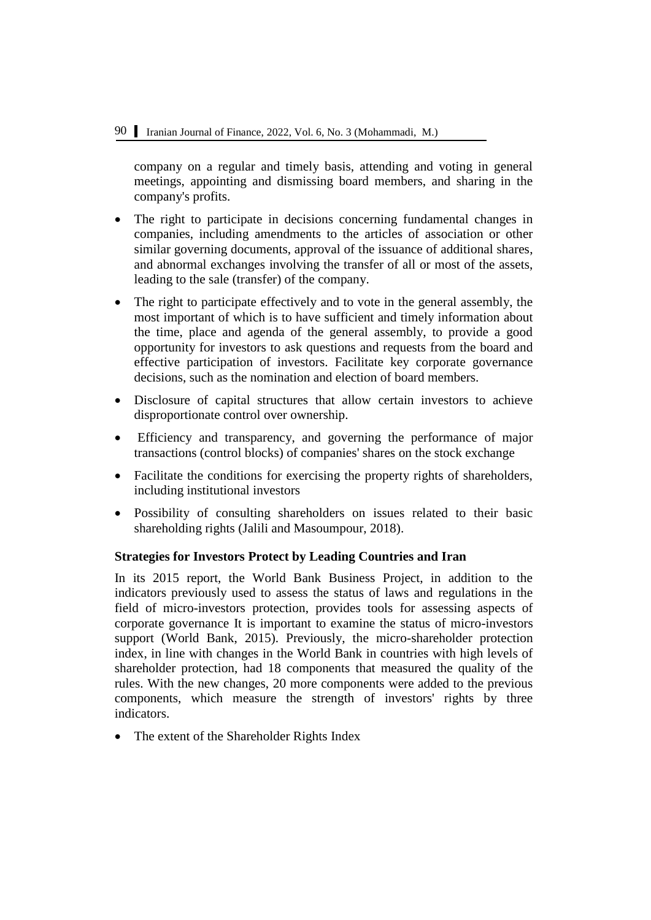company on a regular and timely basis, attending and voting in general meetings, appointing and dismissing board members, and sharing in the company's profits.

- The right to participate in decisions concerning fundamental changes in companies, including amendments to the articles of association or other similar governing documents, approval of the issuance of additional shares, and abnormal exchanges involving the transfer of all or most of the assets, leading to the sale (transfer) of the company.
- The right to participate effectively and to vote in the general assembly, the most important of which is to have sufficient and timely information about the time, place and agenda of the general assembly, to provide a good opportunity for investors to ask questions and requests from the board and effective participation of investors. Facilitate key corporate governance decisions, such as the nomination and election of board members.
- Disclosure of capital structures that allow certain investors to achieve disproportionate control over ownership.
- Efficiency and transparency, and governing the performance of major transactions (control blocks) of companies' shares on the stock exchange
- Facilitate the conditions for exercising the property rights of shareholders, including institutional investors
- Possibility of consulting shareholders on issues related to their basic shareholding rights (Jalili and Masoumpour, 2018).

**Strategies for Investors Protect by Leading Countries and Iran**

In its 2015 report, the World Bank Business Project, in addition to the indicators previously used to assess the status of laws and regulations in the field of micro-investors protection, provides tools for assessing aspects of corporate governance It is important to examine the status of micro-investors support (World Bank, 2015). Previously, the micro-shareholder protection index, in line with changes in the World Bank in countries with high levels of shareholder protection, had 18 components that measured the quality of the rules. With the new changes, 20 more components were added to the previous components, which measure the strength of investors' rights by three indicators.

- The extent of the Shareholder Rights Index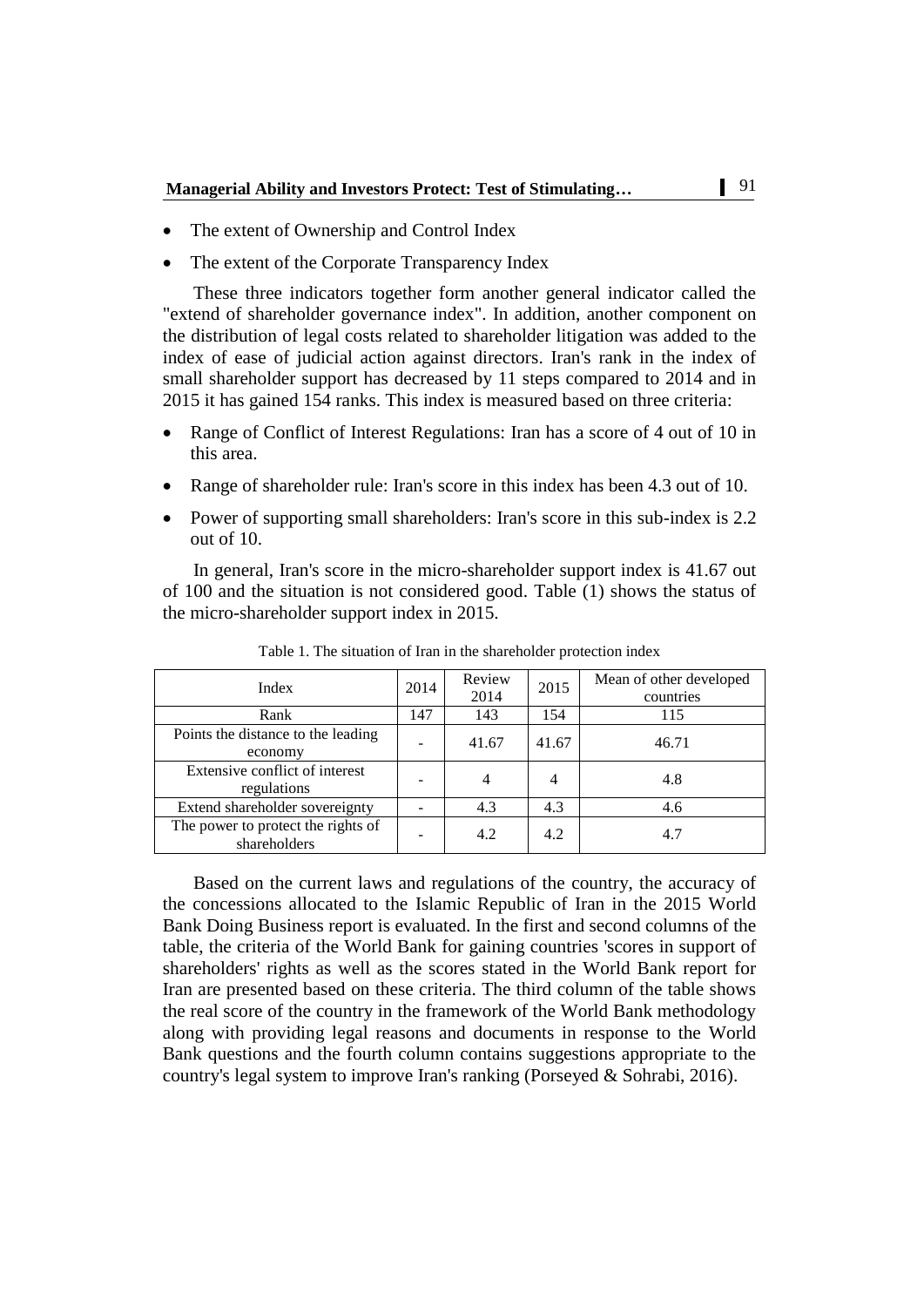- The extent of Ownership and Control Index
- The extent of the Corporate Transparency Index

These three indicators together form another general indicator called the "extend of shareholder governance index". In addition, another component on the distribution of legal costs related to shareholder litigation was added to the index of ease of judicial action against directors. Iran's rank in the index of small shareholder support has decreased by 11 steps compared to 2014 and in 2015 it has gained 154 ranks. This index is measured based on three criteria:

- Range of Conflict of Interest Regulations: Iran has a score of 4 out of 10 in this area.
- Range of shareholder rule: Iran's score in this index has been 4.3 out of 10.
- Power of supporting small shareholders: Iran's score in this sub-index is 2.2 out of 10.

In general, Iran's score in the micro-shareholder support index is 41.67 out of 100 and the situation is not considered good. Table (1) shows the status of the micro-shareholder support index in 2015.

Table 1. The situation of Iran in the shareholder protection index

| Index | 2014 | Review 2014 | 2015 | Mean of other developed countries |
|---|---|---|---|---|
| Rank | 147 | 143 | 154 | 115 |
| Points the distance to the leading economy | - | 41.67 | 41.67 | 46.71 |
| Extensive conflict of interest regulations | - | 4 | 4 | 4.8 |
| Extend shareholder sovereignty | - | 4.3 | 4.3 | 4.6 |
| The power to protect the rights of shareholders | - | 4.2 | 4.2 | 4.7 |

Based on the current laws and regulations of the country, the accuracy of the concessions allocated to the Islamic Republic of Iran in the 2015 World Bank Doing Business report is evaluated. In the first and second columns of the table, the criteria of the World Bank for gaining countries 'scores in support of shareholders' rights as well as the scores stated in the World Bank report for Iran are presented based on these criteria. The third column of the table shows the real score of the country in the framework of the World Bank methodology along with providing legal reasons and documents in response to the World Bank questions and the fourth column contains suggestions appropriate to the country's legal system to improve Iran's ranking (Porseyed & Sohrabi, 2016).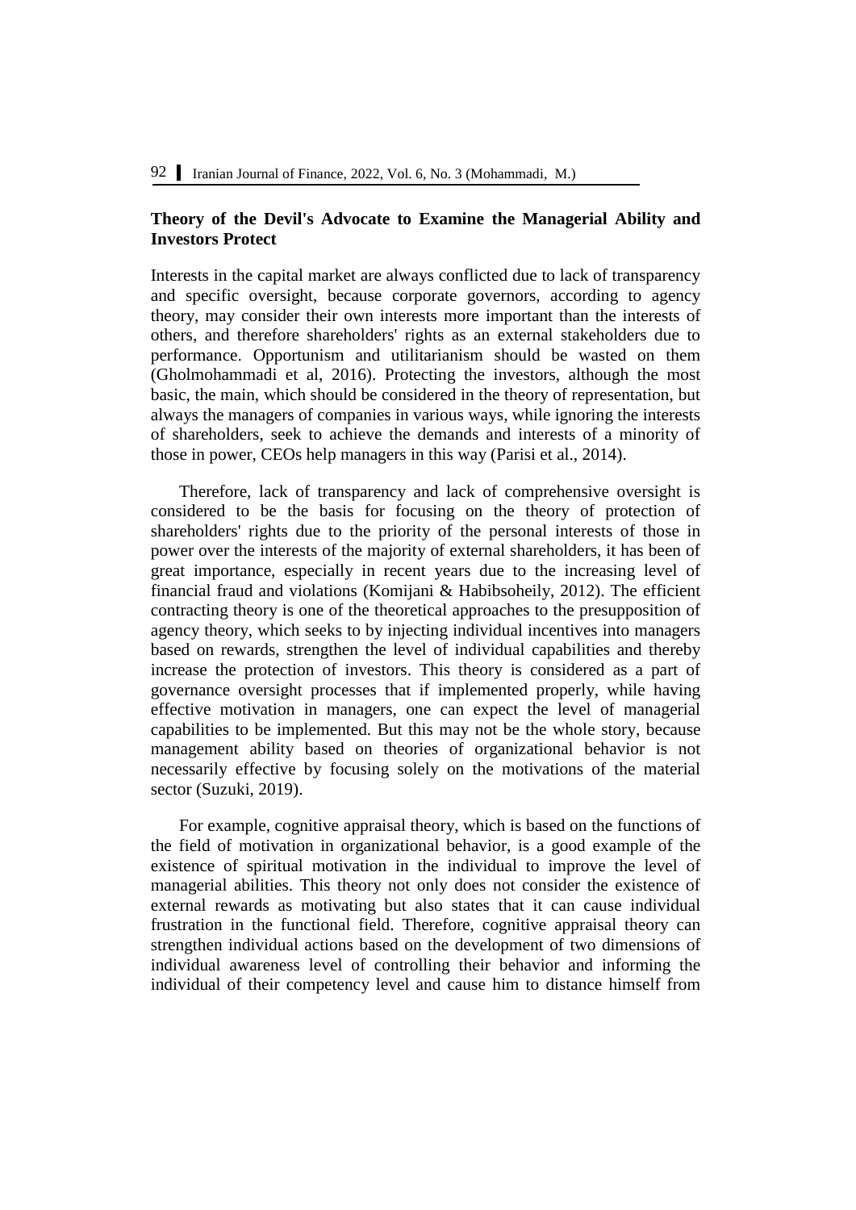**Theory of the Devil's Advocate to Examine the Managerial Ability and Investors Protect**

Interests in the capital market are always conflicted due to lack of transparency and specific oversight, because corporate governors, according to agency theory, may consider their own interests more important than the interests of others, and therefore shareholders' rights as an external stakeholders due to performance. Opportunism and utilitarianism should be wasted on them (Gholmohammadi et al, 2016). Protecting the investors, although the most basic, the main, which should be considered in the theory of representation, but always the managers of companies in various ways, while ignoring the interests of shareholders, seek to achieve the demands and interests of a minority of those in power, CEOs help managers in this way (Parisi et al., 2014).

Therefore, lack of transparency and lack of comprehensive oversight is considered to be the basis for focusing on the theory of protection of shareholders' rights due to the priority of the personal interests of those in power over the interests of the majority of external shareholders, it has been of great importance, especially in recent years due to the increasing level of financial fraud and violations (Komijani & Habibsoheily, 2012). The efficient contracting theory is one of the theoretical approaches to the presupposition of agency theory, which seeks to by injecting individual incentives into managers based on rewards, strengthen the level of individual capabilities and thereby increase the protection of investors. This theory is considered as a part of governance oversight processes that if implemented properly, while having effective motivation in managers, one can expect the level of managerial capabilities to be implemented. But this may not be the whole story, because management ability based on theories of organizational behavior is not necessarily effective by focusing solely on the motivations of the material sector (Suzuki, 2019).

For example, cognitive appraisal theory, which is based on the functions of the field of motivation in organizational behavior, is a good example of the existence of spiritual motivation in the individual to improve the level of managerial abilities. This theory not only does not consider the existence of external rewards as motivating but also states that it can cause individual frustration in the functional field. Therefore, cognitive appraisal theory can strengthen individual actions based on the development of two dimensions of individual awareness level of controlling their behavior and informing the individual of their competency level and cause him to distance himself from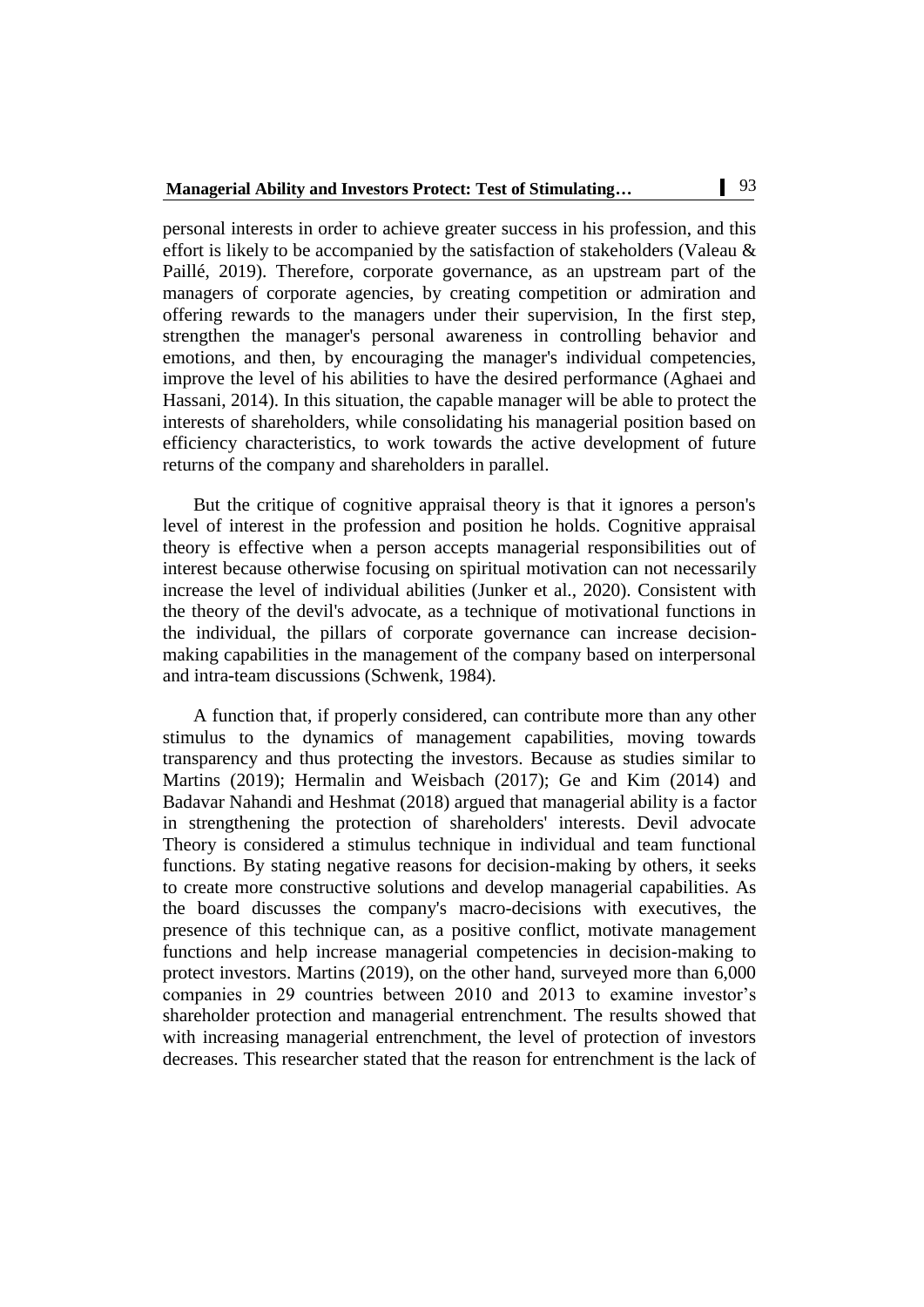personal interests in order to achieve greater success in his profession, and this effort is likely to be accompanied by the satisfaction of stakeholders (Valeau & Paillé, 2019). Therefore, corporate governance, as an upstream part of the managers of corporate agencies, by creating competition or admiration and offering rewards to the managers under their supervision, In the first step, strengthen the manager's personal awareness in controlling behavior and emotions, and then, by encouraging the manager's individual competencies, improve the level of his abilities to have the desired performance (Aghaei and Hassani, 2014). In this situation, the capable manager will be able to protect the interests of shareholders, while consolidating his managerial position based on efficiency characteristics, to work towards the active development of future returns of the company and shareholders in parallel.

But the critique of cognitive appraisal theory is that it ignores a person's level of interest in the profession and position he holds. Cognitive appraisal theory is effective when a person accepts managerial responsibilities out of interest because otherwise focusing on spiritual motivation can not necessarily increase the level of individual abilities (Junker et al., 2020). Consistent with the theory of the devil's advocate, as a technique of motivational functions in the individual, the pillars of corporate governance can increase decision-making capabilities in the management of the company based on interpersonal and intra-team discussions (Schwenk, 1984).

A function that, if properly considered, can contribute more than any other stimulus to the dynamics of management capabilities, moving towards transparency and thus protecting the investors. Because as studies similar to Martins (2019); Hermalin and Weisbach (2017); Ge and Kim (2014) and Badavar Nahandi and Heshmat (2018) argued that managerial ability is a factor in strengthening the protection of shareholders' interests. Devil advocate Theory is considered a stimulus technique in individual and team functional functions. By stating negative reasons for decision-making by others, it seeks to create more constructive solutions and develop managerial capabilities. As the board discusses the company's macro-decisions with executives, the presence of this technique can, as a positive conflict, motivate management functions and help increase managerial competencies in decision-making to protect investors. Martins (2019), on the other hand, surveyed more than 6,000 companies in 29 countries between 2010 and 2013 to examine investor's shareholder protection and managerial entrenchment. The results showed that with increasing managerial entrenchment, the level of protection of investors decreases. This researcher stated that the reason for entrenchment is the lack of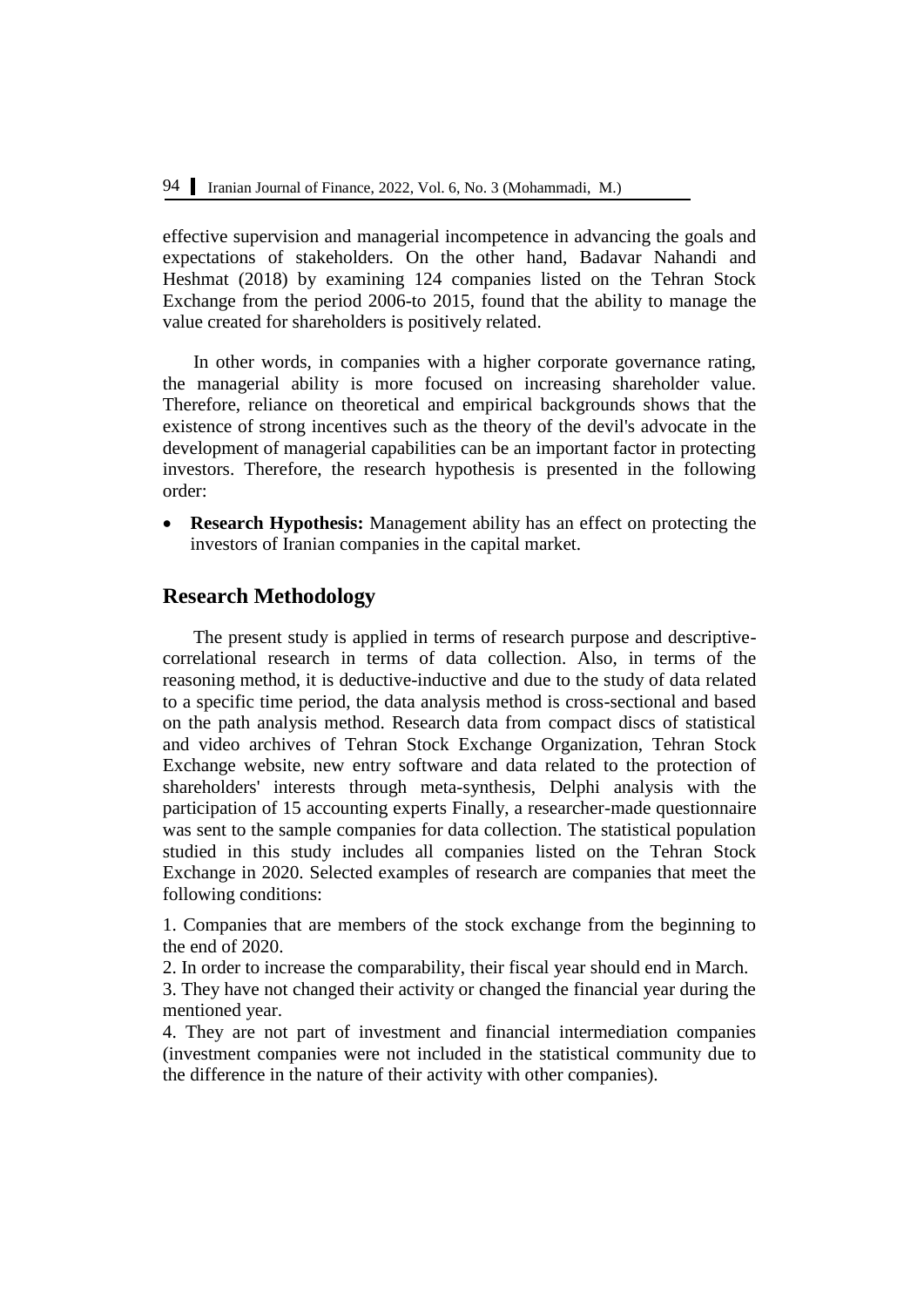effective supervision and managerial incompetence in advancing the goals and expectations of stakeholders. On the other hand, Badavar Nahandi and Heshmat (2018) by examining 124 companies listed on the Tehran Stock Exchange from the period 2006-to 2015, found that the ability to manage the value created for shareholders is positively related.

In other words, in companies with a higher corporate governance rating, the managerial ability is more focused on increasing shareholder value. Therefore, reliance on theoretical and empirical backgrounds shows that the existence of strong incentives such as the theory of the devil's advocate in the development of managerial capabilities can be an important factor in protecting investors. Therefore, the research hypothesis is presented in the following order:

- **Research Hypothesis:** Management ability has an effect on protecting the investors of Iranian companies in the capital market.

## Research Methodology

The present study is applied in terms of research purpose and descriptive-correlational research in terms of data collection. Also, in terms of the reasoning method, it is deductive-inductive and due to the study of data related to a specific time period, the data analysis method is cross-sectional and based on the path analysis method. Research data from compact discs of statistical and video archives of Tehran Stock Exchange Organization, Tehran Stock Exchange website, new entry software and data related to the protection of shareholders' interests through meta-synthesis, Delphi analysis with the participation of 15 accounting experts Finally, a researcher-made questionnaire was sent to the sample companies for data collection. The statistical population studied in this study includes all companies listed on the Tehran Stock Exchange in 2020. Selected examples of research are companies that meet the following conditions:

1. Companies that are members of the stock exchange from the beginning to the end of 2020.
2. In order to increase the comparability, their fiscal year should end in March.
3. They have not changed their activity or changed the financial year during the mentioned year.
4. They are not part of investment and financial intermediation companies (investment companies were not included in the statistical community due to the difference in the nature of their activity with other companies).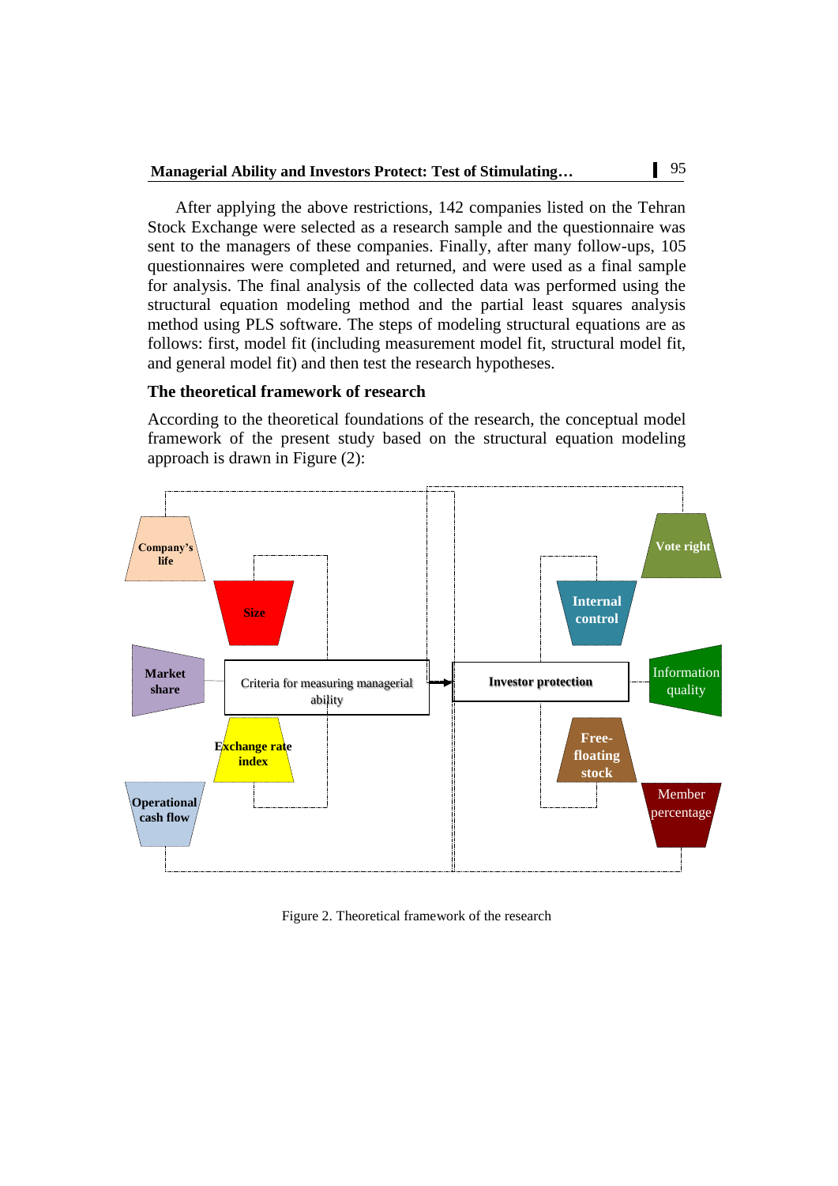After applying the above restrictions, 142 companies listed on the Tehran Stock Exchange were selected as a research sample and the questionnaire was sent to the managers of these companies. Finally, after many follow-ups, 105 questionnaires were completed and returned, and were used as a final sample for analysis. The final analysis of the collected data was performed using the structural equation modeling method and the partial least squares analysis method using PLS software. The steps of modeling structural equations are as follows: first, model fit (including measurement model fit, structural model fit, and general model fit) and then test the research hypotheses.

## The theoretical framework of research

According to the theoretical foundations of the research, the conceptual model framework of the present study based on the structural equation modeling approach is drawn in Figure (2):

Company's life
Size
Market share
Criteria for measuring managerial ability
Exchange rate index
Operational cash flow
Investor protection
Vote right
Internal control
Information quality
Free-floating stock
Member percentage

Figure 2. Theoretical framework of the research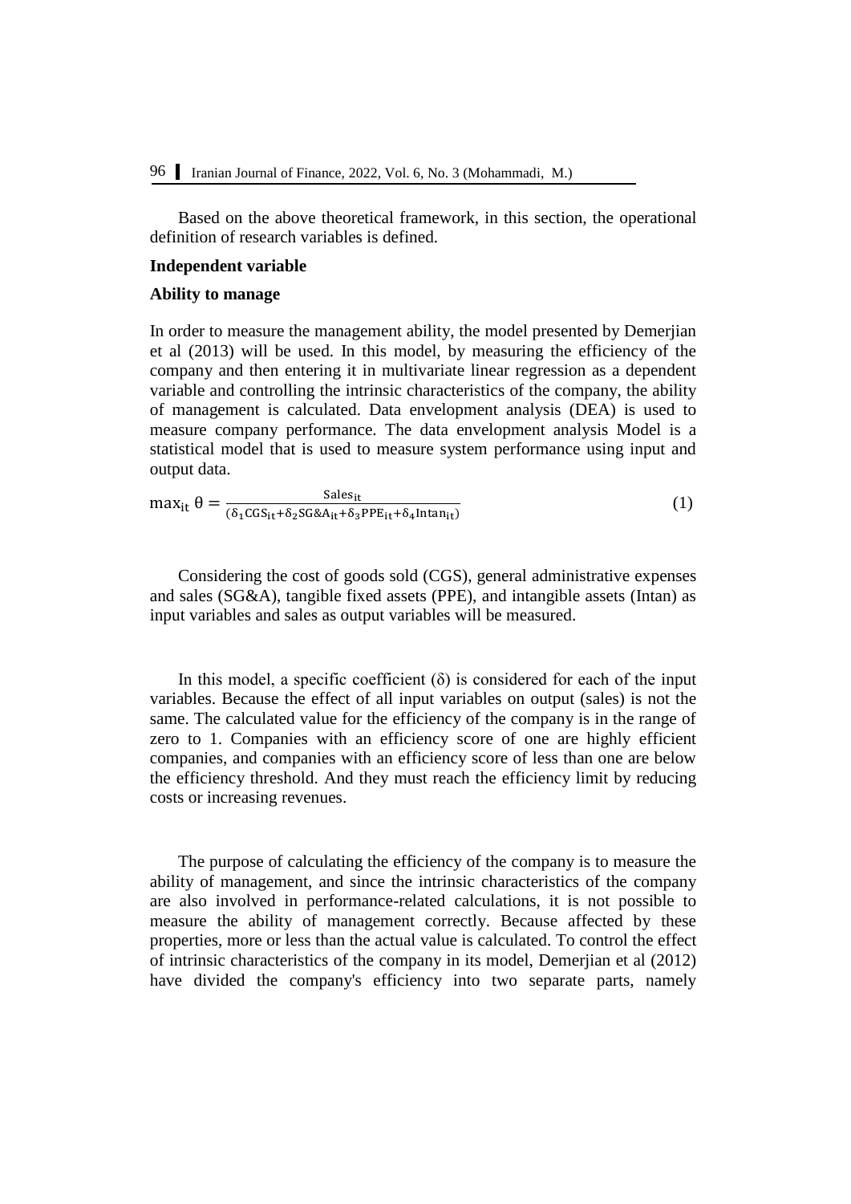Based on the above theoretical framework, in this section, the operational definition of research variables is defined.

**Independent variable**

**Ability to manage**

In order to measure the management ability, the model presented by Demerjian et al (2013) will be used. In this model, by measuring the efficiency of the company and then entering it in multivariate linear regression as a dependent variable and controlling the intrinsic characteristics of the company, the ability of management is calculated. Data envelopment analysis (DEA) is used to measure company performance. The data envelopment analysis Model is a statistical model that is used to measure system performance using input and output data.

$$\max_{it} \theta = \frac{\text{Sales}_{it}}{(\delta_1 \text{CGS}_{it} + \delta_2 \text{SG\&A}_{it} + \delta_3 \text{PPE}_{it} + \delta_4 \text{Intan}_{it})} \quad (1)$$

Considering the cost of goods sold (CGS), general administrative expenses and sales (SG&A), tangible fixed assets (PPE), and intangible assets (Intan) as input variables and sales as output variables will be measured.

In this model, a specific coefficient (δ) is considered for each of the input variables. Because the effect of all input variables on output (sales) is not the same. The calculated value for the efficiency of the company is in the range of zero to 1. Companies with an efficiency score of one are highly efficient companies, and companies with an efficiency score of less than one are below the efficiency threshold. And they must reach the efficiency limit by reducing costs or increasing revenues.

The purpose of calculating the efficiency of the company is to measure the ability of management, and since the intrinsic characteristics of the company are also involved in performance-related calculations, it is not possible to measure the ability of management correctly. Because affected by these properties, more or less than the actual value is calculated. To control the effect of intrinsic characteristics of the company in its model, Demerjian et al (2012) have divided the company's efficiency into two separate parts, namely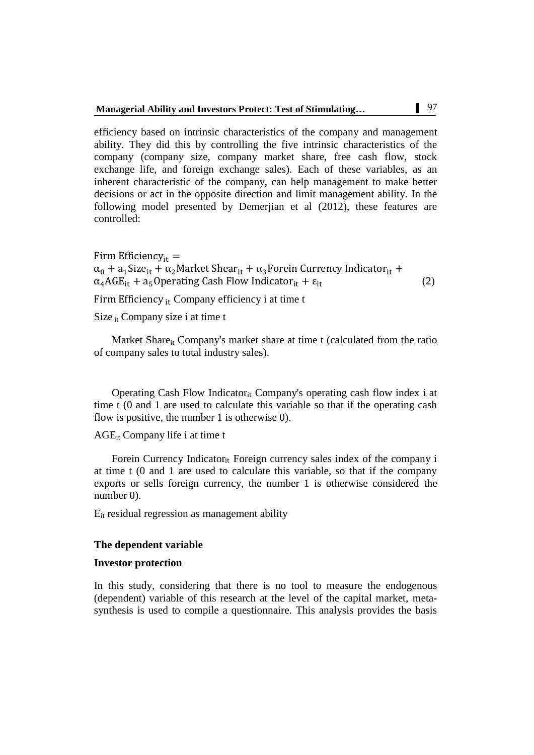efficiency based on intrinsic characteristics of the company and management ability. They did this by controlling the five intrinsic characteristics of the company (company size, company market share, free cash flow, stock exchange life, and foreign exchange sales). Each of these variables, as an inherent characteristic of the company, can help management to make better decisions or act in the opposite direction and limit management ability. In the following model presented by Demerjian et al (2012), these features are controlled:

$$\text{Firm Efficiency}_{it} = \alpha_0 + a_1\text{Size}_{it} + \alpha_2\text{Market Shear}_{it} + \alpha_3\text{Forein Currency Indicator}_{it} + \alpha_4\text{AGE}_{it} + a_5\text{Operating Cash Flow Indicator}_{it} + \varepsilon_{it} \quad (2)$$

$\text{Firm Efficiency}_{it}$ Company efficiency i at time t

$\text{Size}_{it}$ Company size i at time t

$\text{Market Share}_{it}$ Company's market share at time t (calculated from the ratio of company sales to total industry sales).

$\text{Operating Cash Flow Indicator}_{it}$ Company's operating cash flow index i at time t (0 and 1 are used to calculate this variable so that if the operating cash flow is positive, the number 1 is otherwise 0).

$\text{AGE}_{it}$ Company life i at time t

$\text{Forein Currency Indicator}_{it}$ Foreign currency sales index of the company i at time t (0 and 1 are used to calculate this variable, so that if the company exports or sells foreign currency, the number 1 is otherwise considered the number 0).

$E_{it}$ residual regression as management ability

**The dependent variable**

**Investor protection**

In this study, considering that there is no tool to measure the endogenous (dependent) variable of this research at the level of the capital market, meta-synthesis is used to compile a questionnaire. This analysis provides the basis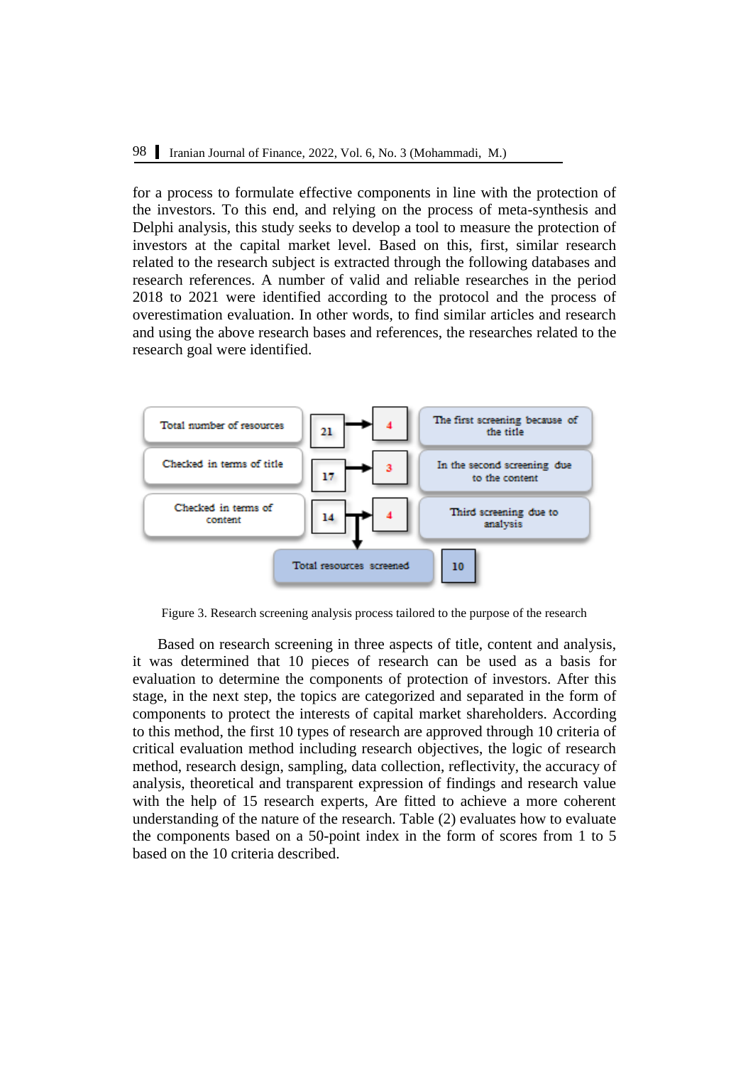for a process to formulate effective components in line with the protection of the investors. To this end, and relying on the process of meta-synthesis and Delphi analysis, this study seeks to develop a tool to measure the protection of investors at the capital market level. Based on this, first, similar research related to the research subject is extracted through the following databases and research references. A number of valid and reliable researches in the period 2018 to 2021 were identified according to the protocol and the process of overestimation evaluation. In other words, to find similar articles and research and using the above research bases and references, the researches related to the research goal were identified.

| | | | |
|---|---|---|---|
| Total number of resources | 21 | 4 | The first screening because of the title |
| Checked in terms of title | 17 | 3 | In the second screening due to the content |
| Checked in terms of content | 14 | 4 | Third screening due to analysis |
| Total resources screened | 10 | | |

Figure 3. Research screening analysis process tailored to the purpose of the research

Based on research screening in three aspects of title, content and analysis, it was determined that 10 pieces of research can be used as a basis for evaluation to determine the components of protection of investors. After this stage, in the next step, the topics are categorized and separated in the form of components to protect the interests of capital market shareholders. According to this method, the first 10 types of research are approved through 10 criteria of critical evaluation method including research objectives, the logic of research method, research design, sampling, data collection, reflectivity, the accuracy of analysis, theoretical and transparent expression of findings and research value with the help of 15 research experts, Are fitted to achieve a more coherent understanding of the nature of the research. Table (2) evaluates how to evaluate the components based on a 50-point index in the form of scores from 1 to 5 based on the 10 criteria described.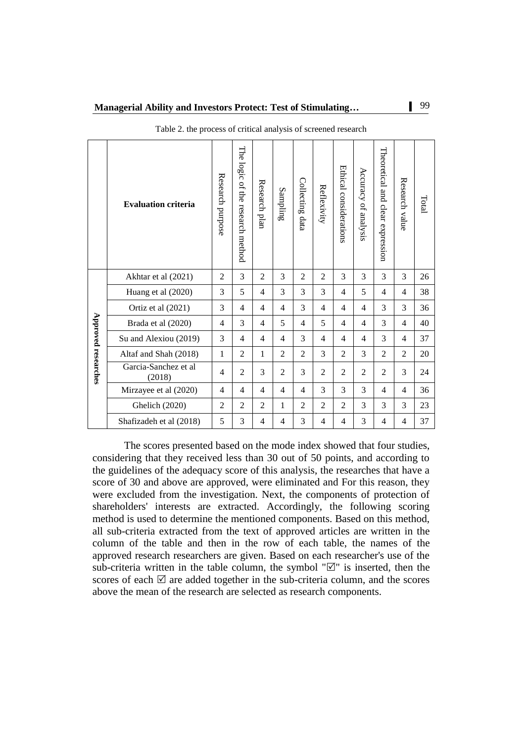Table 2. the process of critical analysis of screened research

| | Evaluation criteria | Research purpose | The logic of the research method | Research plan | Sampling | Collecting data | Reflexivity | Ethical considerations | Accuracy of analysis | Theoretical and clear expression | Research value | Total |
|---|---|---|---|---|---|---|---|---|---|---|---|---|
| Approved researches | Akhtar et al (2021) | 2 | 3 | 2 | 3 | 2 | 2 | 3 | 3 | 3 | 3 | 26 |
| | Huang et al (2020) | 3 | 5 | 4 | 3 | 3 | 3 | 4 | 5 | 4 | 4 | 38 |
| | Ortiz et al (2021) | 3 | 4 | 4 | 4 | 3 | 4 | 4 | 4 | 3 | 3 | 36 |
| | Brada et al (2020) | 4 | 3 | 4 | 5 | 4 | 5 | 4 | 4 | 3 | 4 | 40 |
| | Su and Alexiou (2019) | 3 | 4 | 4 | 4 | 3 | 4 | 4 | 4 | 3 | 4 | 37 |
| | Altaf and Shah (2018) | 1 | 2 | 1 | 2 | 2 | 3 | 2 | 3 | 2 | 2 | 20 |
| | Garcia-Sanchez et al (2018) | 4 | 2 | 3 | 2 | 3 | 2 | 2 | 2 | 2 | 3 | 24 |
| | Mirzayee et al (2020) | 4 | 4 | 4 | 4 | 4 | 3 | 3 | 3 | 4 | 4 | 36 |
| | Ghelich (2020) | 2 | 2 | 2 | 1 | 2 | 2 | 2 | 3 | 3 | 3 | 23 |
| | Shafizadeh et al (2018) | 5 | 3 | 4 | 4 | 3 | 4 | 4 | 3 | 4 | 4 | 37 |

The scores presented based on the mode index showed that four studies, considering that they received less than 30 out of 50 points, and according to the guidelines of the adequacy score of this analysis, the researches that have a score of 30 and above are approved, were eliminated and For this reason, they were excluded from the investigation. Next, the components of protection of shareholders' interests are extracted. Accordingly, the following scoring method is used to determine the mentioned components. Based on this method, all sub-criteria extracted from the text of approved articles are written in the column of the table and then in the row of each table, the names of the approved research researchers are given. Based on each researcher's use of the sub-criteria written in the table column, the symbol "☑" is inserted, then the scores of each ☑ are added together in the sub-criteria column, and the scores above the mean of the research are selected as research components.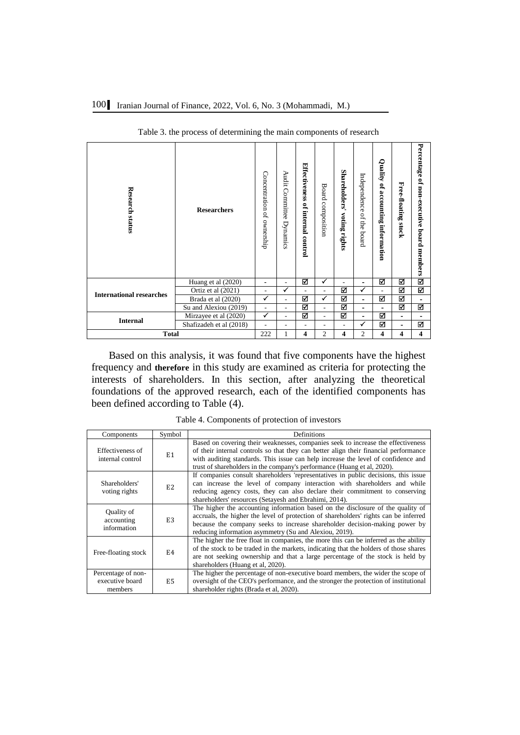Table 3. the process of determining the main components of research

| Research status | Researchers | Concentration of ownership | Audit Committee Dynamics | **Effectiveness of internal control** | Board composition | **Shareholders' voting rights** | Independence of the board | **Quality of accounting information** | **Free-floating stock** | **Percentage of non-executive board members** |
|---|---|---|---|---|---|---|---|---|---|---|
| **International researches** | Huang et al (2020) | - | - | ☑ | ✓ | - | - | ☑ | ☑ | ☑ |
| | Ortiz et al (2021) | - | ✓ | - | - | ☑ | ✓ | - | ☑ | ☑ |
| | Brada et al (2020) | ✓ | - | ☑ | ✓ | ☑ | - | ☑ | ☑ | - |
| | Su and Alexiou (2019) | - | - | ☑ | - | ☑ | - | - | ☑ | ☑ |
| **Internal** | Mirzayee et al (2020) | ✓ | - | ☑ | - | ☑ | - | ☑ | - | - |
| | Shafizadeh et al (2018) | - | - | - | - | - | ✓ | ☑ | - | ☑ |
| **Total** | | 222 | 1 | **4** | 2 | **4** | 2 | **4** | **4** | **4** |

Based on this analysis, it was found that five components have the highest frequency and **therefore** in this study are examined as criteria for protecting the interests of shareholders. In this section, after analyzing the theoretical foundations of the approved research, each of the identified components has been defined according to Table (4).

Table 4. Components of protection of investors

| Components | Symbol | Definitions |
|---|---|---|
| Effectiveness of internal control | E1 | Based on covering their weaknesses, companies seek to increase the effectiveness of their internal controls so that they can better align their financial performance with auditing standards. This issue can help increase the level of confidence and trust of shareholders in the company's performance (Huang et al, 2020). |
| Shareholders' voting rights | E2 | If companies consult shareholders 'representatives in public decisions, this issue can increase the level of company interaction with shareholders and while reducing agency costs, they can also declare their commitment to conserving shareholders' resources (Setayesh and Ebrahimi, 2014). |
| Quality of accounting information | E3 | The higher the accounting information based on the disclosure of the quality of accruals, the higher the level of protection of shareholders' rights can be inferred because the company seeks to increase shareholder decision-making power by reducing information asymmetry (Su and Alexiou, 2019). |
| Free-floating stock | E4 | The higher the free float in companies, the more this can be inferred as the ability of the stock to be traded in the markets, indicating that the holders of those shares are not seeking ownership and that a large percentage of the stock is held by shareholders (Huang et al, 2020). |
| Percentage of non-executive board members | E5 | The higher the percentage of non-executive board members, the wider the scope of oversight of the CEO's performance, and the stronger the protection of institutional shareholder rights (Brada et al, 2020). |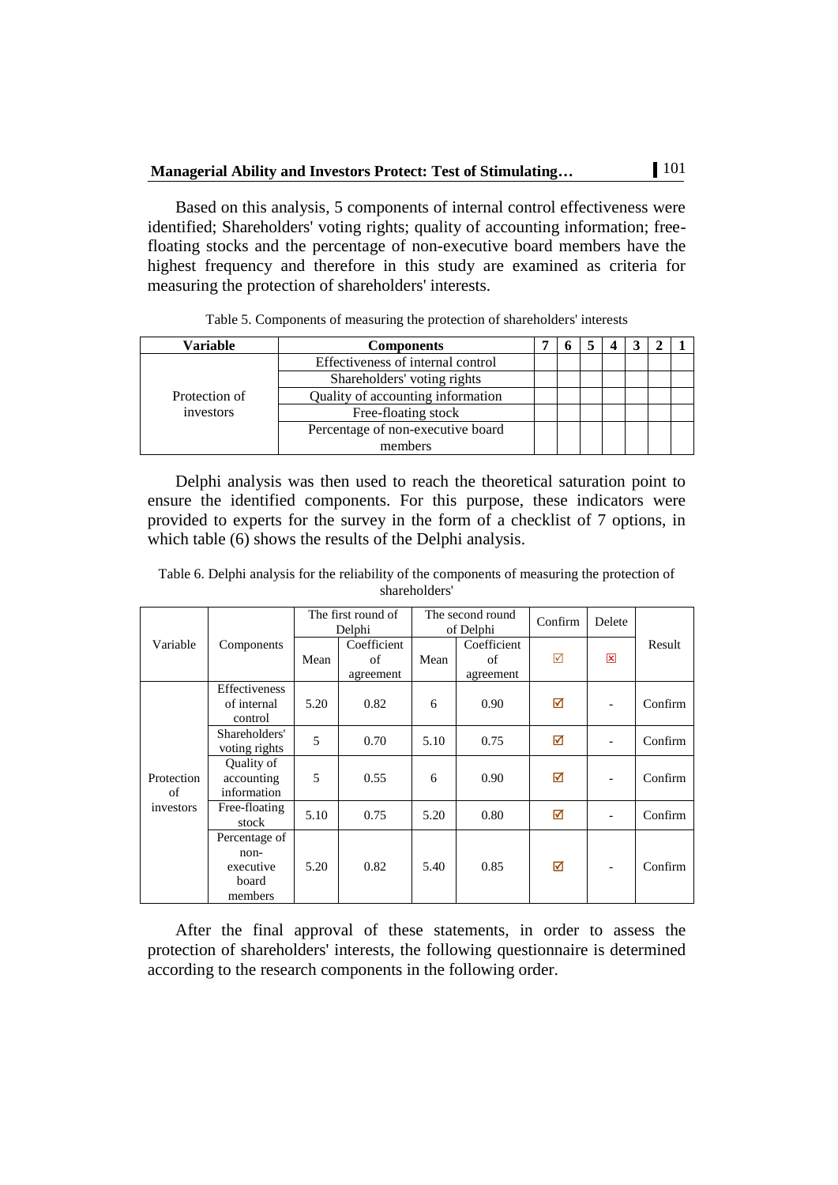Based on this analysis, 5 components of internal control effectiveness were identified; Shareholders' voting rights; quality of accounting information; free-floating stocks and the percentage of non-executive board members have the highest frequency and therefore in this study are examined as criteria for measuring the protection of shareholders' interests.

Table 5. Components of measuring the protection of shareholders' interests

| **Variable** | **Components** | **7** | **6** | **5** | **4** | **3** | **2** | **1** |
|---|---|---|---|---|---|---|---|---|
| Protection of investors | Effectiveness of internal control | | | | | | | |
| | Shareholders' voting rights | | | | | | | |
| | Quality of accounting information | | | | | | | |
| | Free-floating stock | | | | | | | |
| | Percentage of non-executive board members | | | | | | | |

Delphi analysis was then used to reach the theoretical saturation point to ensure the identified components. For this purpose, these indicators were provided to experts for the survey in the form of a checklist of 7 options, in which table (6) shows the results of the Delphi analysis.

Table 6. Delphi analysis for the reliability of the components of measuring the protection of shareholders'

| Variable | Components | The first round of Delphi | | The second round of Delphi | | Confirm | Delete | Result |
|---|---|---|---|---|---|---|---|---|
| | | Mean | Coefficient of agreement | Mean | Coefficient of agreement | ☑ | ☒ | |
| Protection of investors | Effectiveness of internal control | 5.20 | 0.82 | 6 | 0.90 | ☑ | - | Confirm |
| | Shareholders' voting rights | 5 | 0.70 | 5.10 | 0.75 | ☑ | - | Confirm |
| | Quality of accounting information | 5 | 0.55 | 6 | 0.90 | ☑ | - | Confirm |
| | Free-floating stock | 5.10 | 0.75 | 5.20 | 0.80 | ☑ | - | Confirm |
| | Percentage of non-executive board members | 5.20 | 0.82 | 5.40 | 0.85 | ☑ | - | Confirm |

After the final approval of these statements, in order to assess the protection of shareholders' interests, the following questionnaire is determined according to the research components in the following order.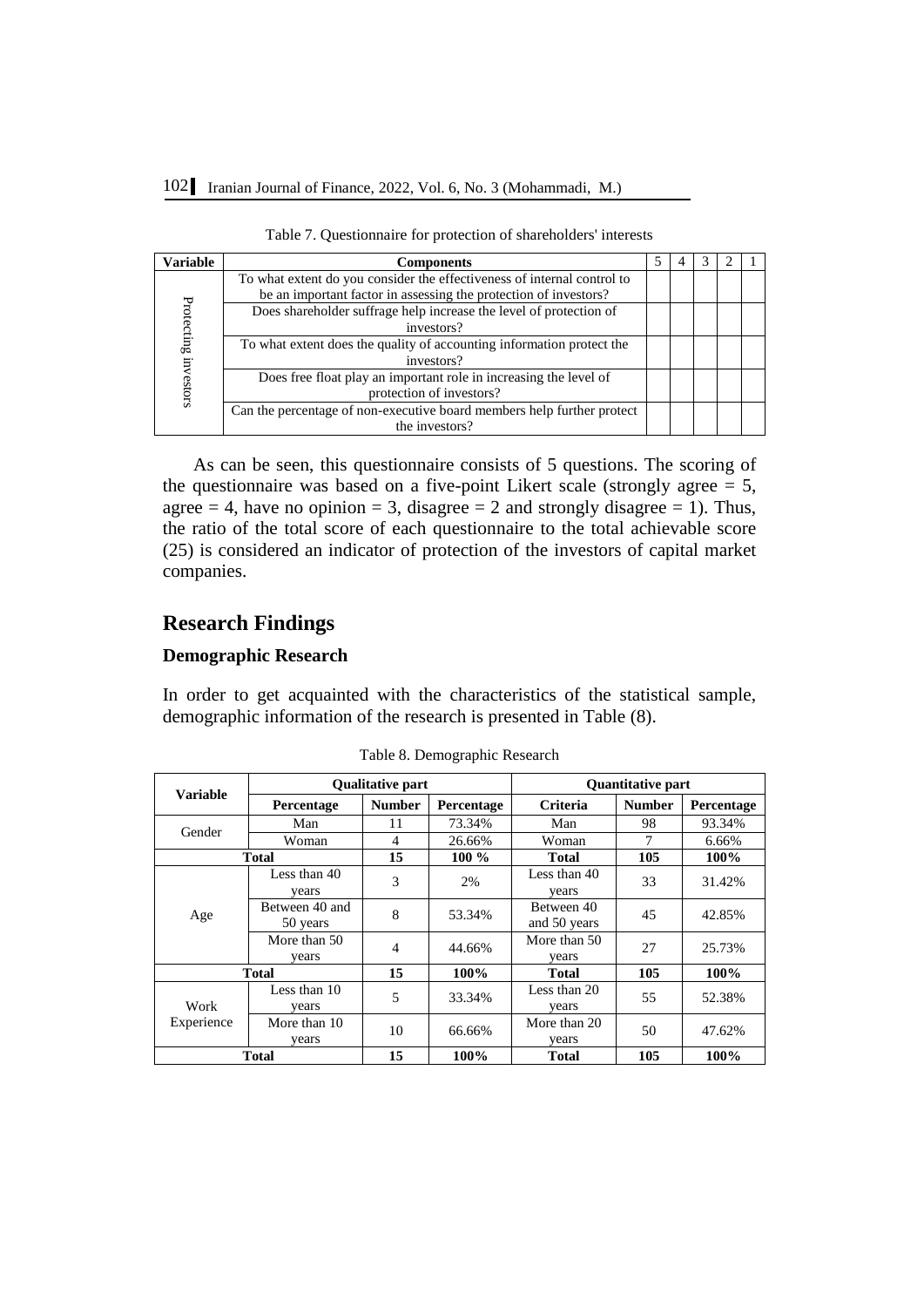Table 7. Questionnaire for protection of shareholders' interests

| Variable | Components | 5 | 4 | 3 | 2 | 1 |
|---|---|---|---|---|---|---|
| Protecting investors | To what extent do you consider the effectiveness of internal control to be an important factor in assessing the protection of investors? | | | | | |
| | Does shareholder suffrage help increase the level of protection of investors? | | | | | |
| | To what extent does the quality of accounting information protect the investors? | | | | | |
| | Does free float play an important role in increasing the level of protection of investors? | | | | | |
| | Can the percentage of non-executive board members help further protect the investors? | | | | | |

As can be seen, this questionnaire consists of 5 questions. The scoring of the questionnaire was based on a five-point Likert scale (strongly agree = 5, agree = 4, have no opinion = 3, disagree = 2 and strongly disagree = 1). Thus, the ratio of the total score of each questionnaire to the total achievable score (25) is considered an indicator of protection of the investors of capital market companies.

## Research Findings

### Demographic Research

In order to get acquainted with the characteristics of the statistical sample, demographic information of the research is presented in Table (8).

Table 8. Demographic Research

| Variable | Qualitative part | | | Quantitative part | | |
|---|---|---|---|---|---|---|
| | **Percentage** | **Number** | **Percentage** | **Criteria** | **Number** | **Percentage** |
| Gender | Man | 11 | 73.34% | Man | 98 | 93.34% |
| | Woman | 4 | 26.66% | Woman | 7 | 6.66% |
| **Total** | | **15** | **100 %** | **Total** | **105** | **100%** |
| Age | Less than 40 years | 3 | 2% | Less than 40 years | 33 | 31.42% |
| | Between 40 and 50 years | 8 | 53.34% | Between 40 and 50 years | 45 | 42.85% |
| | More than 50 years | 4 | 44.66% | More than 50 years | 27 | 25.73% |
| **Total** | | **15** | **100%** | **Total** | **105** | **100%** |
| Work Experience | Less than 10 years | 5 | 33.34% | Less than 20 years | 55 | 52.38% |
| | More than 10 years | 10 | 66.66% | More than 20 years | 50 | 47.62% |
| **Total** | | **15** | **100%** | **Total** | **105** | **100%** |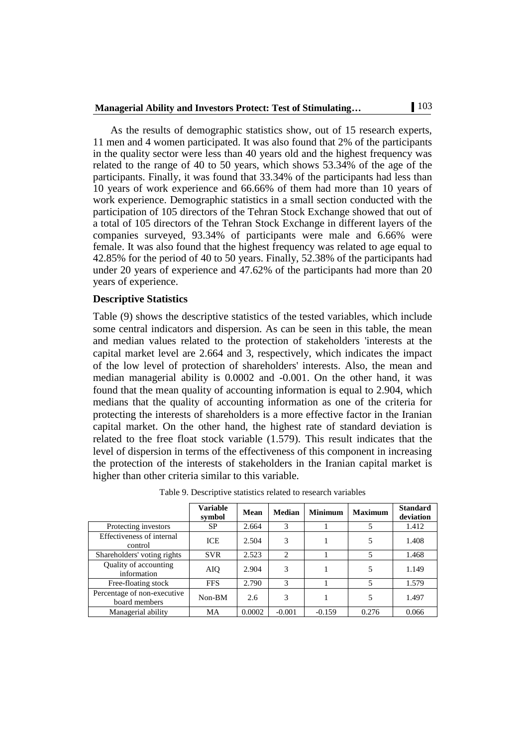As the results of demographic statistics show, out of 15 research experts, 11 men and 4 women participated. It was also found that 2% of the participants in the quality sector were less than 40 years old and the highest frequency was related to the range of 40 to 50 years, which shows 53.34% of the age of the participants. Finally, it was found that 33.34% of the participants had less than 10 years of work experience and 66.66% of them had more than 10 years of work experience. Demographic statistics in a small section conducted with the participation of 105 directors of the Tehran Stock Exchange showed that out of a total of 105 directors of the Tehran Stock Exchange in different layers of the companies surveyed, 93.34% of participants were male and 6.66% were female. It was also found that the highest frequency was related to age equal to 42.85% for the period of 40 to 50 years. Finally, 52.38% of the participants had under 20 years of experience and 47.62% of the participants had more than 20 years of experience.

### Descriptive Statistics

Table (9) shows the descriptive statistics of the tested variables, which include some central indicators and dispersion. As can be seen in this table, the mean and median values related to the protection of stakeholders 'interests at the capital market level are 2.664 and 3, respectively, which indicates the impact of the low level of protection of shareholders' interests. Also, the mean and median managerial ability is 0.0002 and -0.001. On the other hand, it was found that the mean quality of accounting information is equal to 2.904, which medians that the quality of accounting information as one of the criteria for protecting the interests of shareholders is a more effective factor in the Iranian capital market. On the other hand, the highest rate of standard deviation is related to the free float stock variable (1.579). This result indicates that the level of dispersion in terms of the effectiveness of this component in increasing the protection of the interests of stakeholders in the Iranian capital market is higher than other criteria similar to this variable.

Table 9. Descriptive statistics related to research variables

| | Variable symbol | Mean | Median | Minimum | Maximum | Standard deviation |
|---|---|---|---|---|---|---|
| Protecting investors | SP | 2.664 | 3 | 1 | 5 | 1.412 |
| Effectiveness of internal control | ICE | 2.504 | 3 | 1 | 5 | 1.408 |
| Shareholders' voting rights | SVR | 2.523 | 2 | 1 | 5 | 1.468 |
| Quality of accounting information | AIQ | 2.904 | 3 | 1 | 5 | 1.149 |
| Free-floating stock | FFS | 2.790 | 3 | 1 | 5 | 1.579 |
| Percentage of non-executive board members | Non-BM | 2.6 | 3 | 1 | 5 | 1.497 |
| Managerial ability | MA | 0.0002 | -0.001 | -0.159 | 0.276 | 0.066 |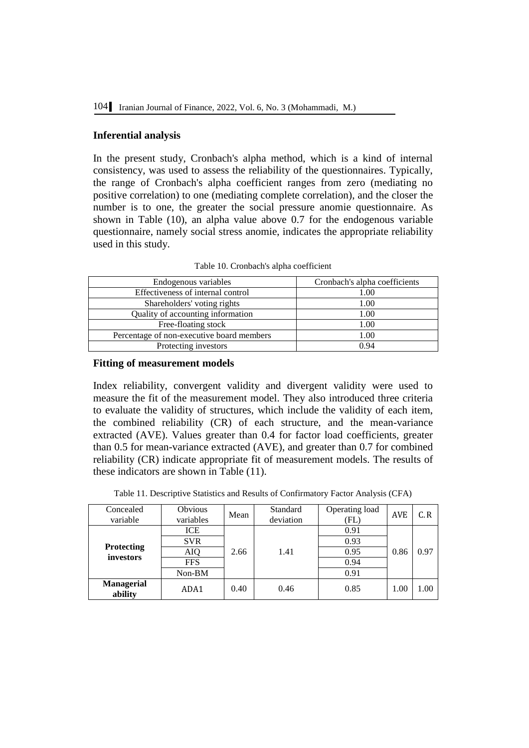## Inferential analysis

In the present study, Cronbach's alpha method, which is a kind of internal consistency, was used to assess the reliability of the questionnaires. Typically, the range of Cronbach's alpha coefficient ranges from zero (mediating no positive correlation) to one (mediating complete correlation), and the closer the number is to one, the greater the social pressure anomie questionnaire. As shown in Table (10), an alpha value above 0.7 for the endogenous variable questionnaire, namely social stress anomie, indicates the appropriate reliability used in this study.

Table 10. Cronbach's alpha coefficient

| Endogenous variables | Cronbach's alpha coefficients |
|---|---|
| Effectiveness of internal control | 1.00 |
| Shareholders' voting rights | 1.00 |
| Quality of accounting information | 1.00 |
| Free-floating stock | 1.00 |
| Percentage of non-executive board members | 1.00 |
| Protecting investors | 0.94 |

## Fitting of measurement models

Index reliability, convergent validity and divergent validity were used to measure the fit of the measurement model. They also introduced three criteria to evaluate the validity of structures, which include the validity of each item, the combined reliability (CR) of each structure, and the mean-variance extracted (AVE). Values greater than 0.4 for factor load coefficients, greater than 0.5 for mean-variance extracted (AVE), and greater than 0.7 for combined reliability (CR) indicate appropriate fit of measurement models. The results of these indicators are shown in Table (11).

Table 11. Descriptive Statistics and Results of Confirmatory Factor Analysis (CFA)

| Concealed variable | Obvious variables | Mean | Standard deviation | Operating load (FL) | AVE | C.R |
|---|---|---|---|---|---|---|
| **Protecting investors** | ICE | 2.66 | 1.41 | 0.91 | 0.86 | 0.97 |
| | SVR | | | 0.93 | | |
| | AIQ | | | 0.95 | | |
| | FFS | | | 0.94 | | |
| | Non-BM | | | 0.91 | | |
| **Managerial ability** | ADA1 | 0.40 | 0.46 | 0.85 | 1.00 | 1.00 |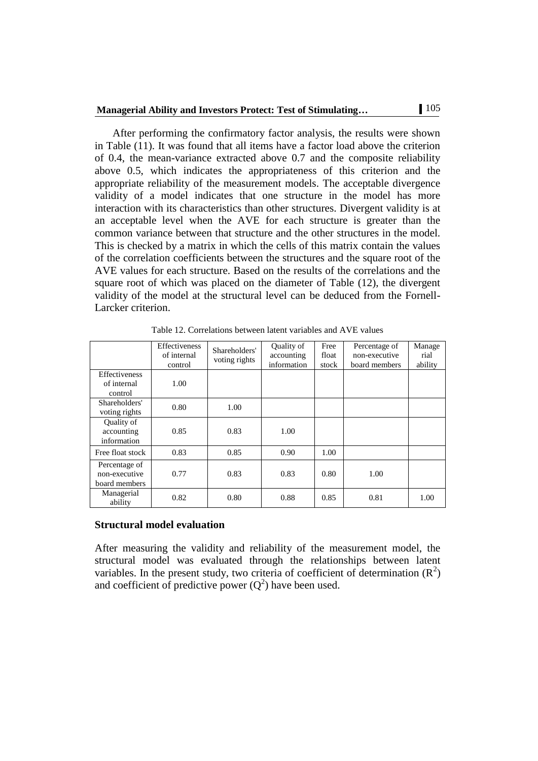After performing the confirmatory factor analysis, the results were shown in Table (11). It was found that all items have a factor load above the criterion of 0.4, the mean-variance extracted above 0.7 and the composite reliability above 0.5, which indicates the appropriateness of this criterion and the appropriate reliability of the measurement models. The acceptable divergence validity of a model indicates that one structure in the model has more interaction with its characteristics than other structures. Divergent validity is at an acceptable level when the AVE for each structure is greater than the common variance between that structure and the other structures in the model. This is checked by a matrix in which the cells of this matrix contain the values of the correlation coefficients between the structures and the square root of the AVE values for each structure. Based on the results of the correlations and the square root of which was placed on the diameter of Table (12), the divergent validity of the model at the structural level can be deduced from the Fornell-Larcker criterion.

Table 12. Correlations between latent variables and AVE values

| | Effectiveness of internal control | Shareholders' voting rights | Quality of accounting information | Free float stock | Percentage of non-executive board members | Managerial ability |
|---|---|---|---|---|---|---|
| Effectiveness of internal control | 1.00 | | | | | |
| Shareholders' voting rights | 0.80 | 1.00 | | | | |
| Quality of accounting information | 0.85 | 0.83 | 1.00 | | | |
| Free float stock | 0.83 | 0.85 | 0.90 | 1.00 | | |
| Percentage of non-executive board members | 0.77 | 0.83 | 0.83 | 0.80 | 1.00 | |
| Managerial ability | 0.82 | 0.80 | 0.88 | 0.85 | 0.81 | 1.00 |

### Structural model evaluation

After measuring the validity and reliability of the measurement model, the structural model was evaluated through the relationships between latent variables. In the present study, two criteria of coefficient of determination ($R^2$) and coefficient of predictive power ($Q^2$) have been used.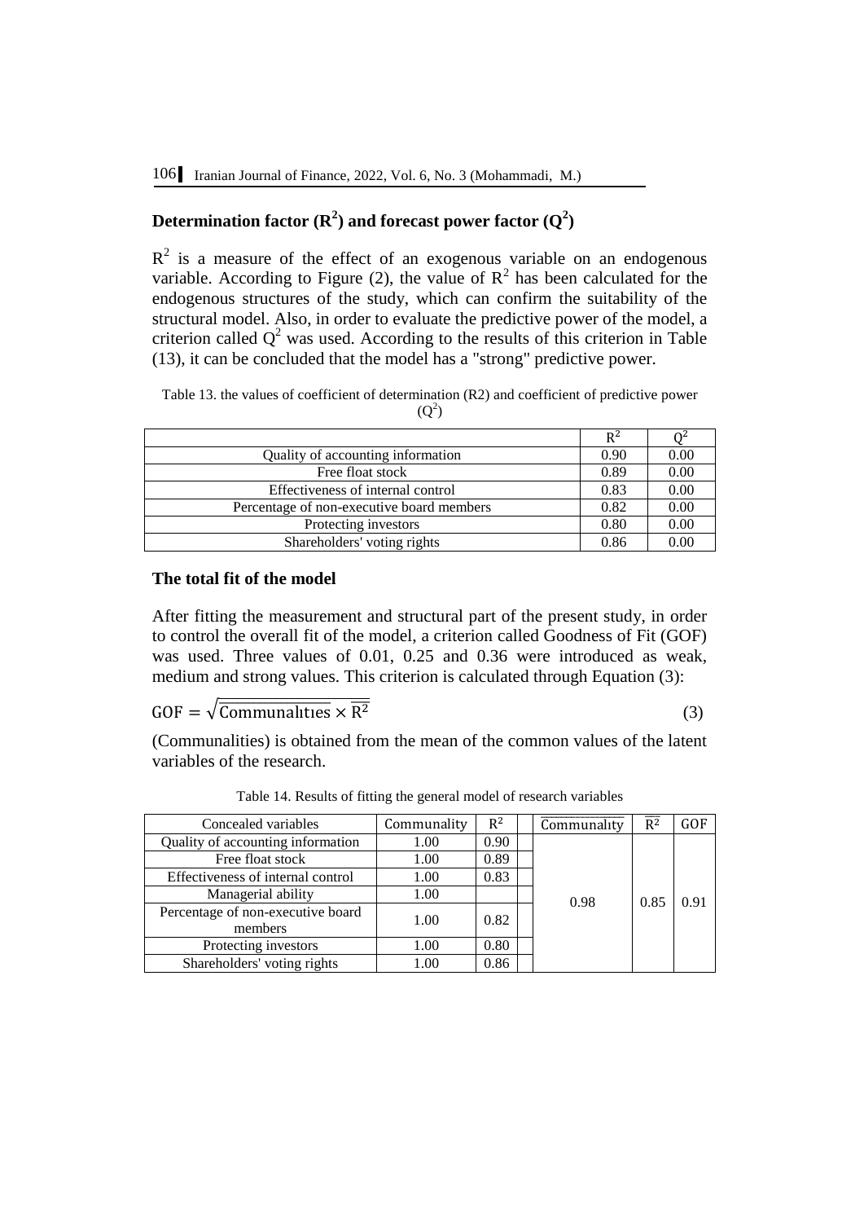## Determination factor ($R^2$) and forecast power factor ($Q^2$)

$R^2$ is a measure of the effect of an exogenous variable on an endogenous variable. According to Figure (2), the value of $R^2$ has been calculated for the endogenous structures of the study, which can confirm the suitability of the structural model. Also, in order to evaluate the predictive power of the model, a criterion called $Q^2$ was used. According to the results of this criterion in Table (13), it can be concluded that the model has a "strong" predictive power.

Table 13. the values of coefficient of determination (R2) and coefficient of predictive power ($Q^2$)

| | $R^2$ | $Q^2$ |
|---|---|---|
| Quality of accounting information | 0.90 | 0.00 |
| Free float stock | 0.89 | 0.00 |
| Effectiveness of internal control | 0.83 | 0.00 |
| Percentage of non-executive board members | 0.82 | 0.00 |
| Protecting investors | 0.80 | 0.00 |
| Shareholders' voting rights | 0.86 | 0.00 |

### The total fit of the model

After fitting the measurement and structural part of the present study, in order to control the overall fit of the model, a criterion called Goodness of Fit (GOF) was used. Three values of 0.01, 0.25 and 0.36 were introduced as weak, medium and strong values. This criterion is calculated through Equation (3):

$$\mathrm{GOF} = \sqrt{\overline{\mathrm{Communalities}} \times \overline{R^2}} \tag{3}$$

(Communalities) is obtained from the mean of the common values of the latent variables of the research.

Table 14. Results of fitting the general model of research variables

| Concealed variables | Communality | $R^2$ | | $\overline{\mathrm{Communality}}$ | $\overline{R^2}$ | GOF |
|---|---|---|---|---|---|---|
| Quality of accounting information | 1.00 | 0.90 | | 0.98 | 0.85 | 0.91 |
| Free float stock | 1.00 | 0.89 | | | | |
| Effectiveness of internal control | 1.00 | 0.83 | | | | |
| Managerial ability | 1.00 | | | | | |
| Percentage of non-executive board members | 1.00 | 0.82 | | | | |
| Protecting investors | 1.00 | 0.80 | | | | |
| Shareholders' voting rights | 1.00 | 0.86 | | | | |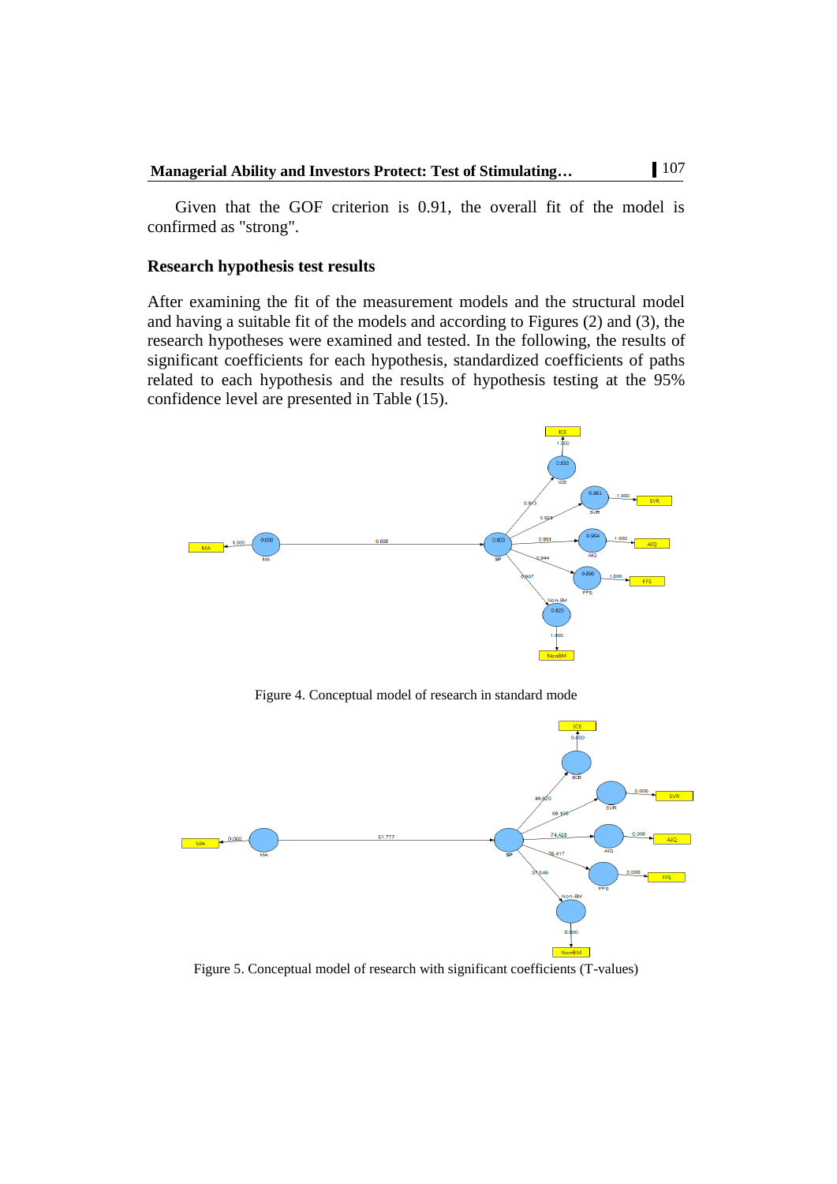Given that the GOF criterion is 0.91, the overall fit of the model is confirmed as "strong".

### Research hypothesis test results

After examining the fit of the measurement models and the structural model and having a suitable fit of the models and according to Figures (2) and (3), the research hypotheses were examined and tested. In the following, the results of significant coefficients for each hypothesis, standardized coefficients of paths related to each hypothesis and the results of hypothesis testing at the 95% confidence level are presented in Table (15).

Figure 4. Conceptual model of research in standard mode

Figure 5. Conceptual model of research with significant coefficients (T-values)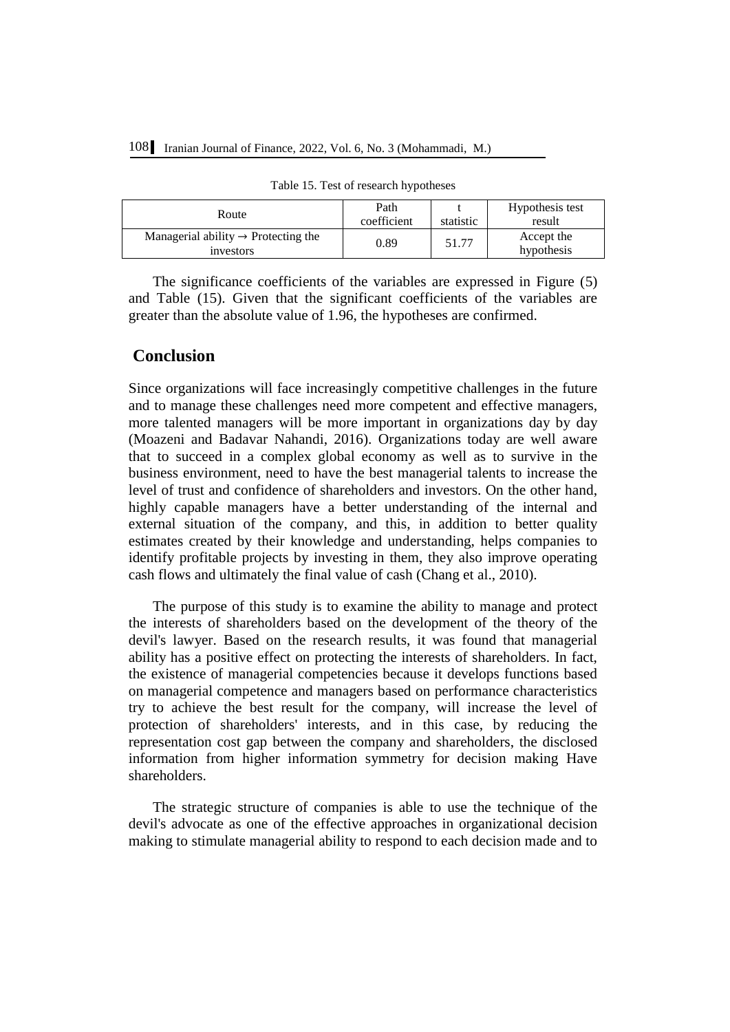Table 15. Test of research hypotheses

| Route | Path coefficient | t statistic | Hypothesis test result |
|---|---|---|---|
| Managerial ability → Protecting the investors | 0.89 | 51.77 | Accept the hypothesis |

The significance coefficients of the variables are expressed in Figure (5) and Table (15). Given that the significant coefficients of the variables are greater than the absolute value of 1.96, the hypotheses are confirmed.

## Conclusion

Since organizations will face increasingly competitive challenges in the future and to manage these challenges need more competent and effective managers, more talented managers will be more important in organizations day by day (Moazeni and Badavar Nahandi, 2016). Organizations today are well aware that to succeed in a complex global economy as well as to survive in the business environment, need to have the best managerial talents to increase the level of trust and confidence of shareholders and investors. On the other hand, highly capable managers have a better understanding of the internal and external situation of the company, and this, in addition to better quality estimates created by their knowledge and understanding, helps companies to identify profitable projects by investing in them, they also improve operating cash flows and ultimately the final value of cash (Chang et al., 2010).

The purpose of this study is to examine the ability to manage and protect the interests of shareholders based on the development of the theory of the devil's lawyer. Based on the research results, it was found that managerial ability has a positive effect on protecting the interests of shareholders. In fact, the existence of managerial competencies because it develops functions based on managerial competence and managers based on performance characteristics try to achieve the best result for the company, will increase the level of protection of shareholders' interests, and in this case, by reducing the representation cost gap between the company and shareholders, the disclosed information from higher information symmetry for decision making Have shareholders.

The strategic structure of companies is able to use the technique of the devil's advocate as one of the effective approaches in organizational decision making to stimulate managerial ability to respond to each decision made and to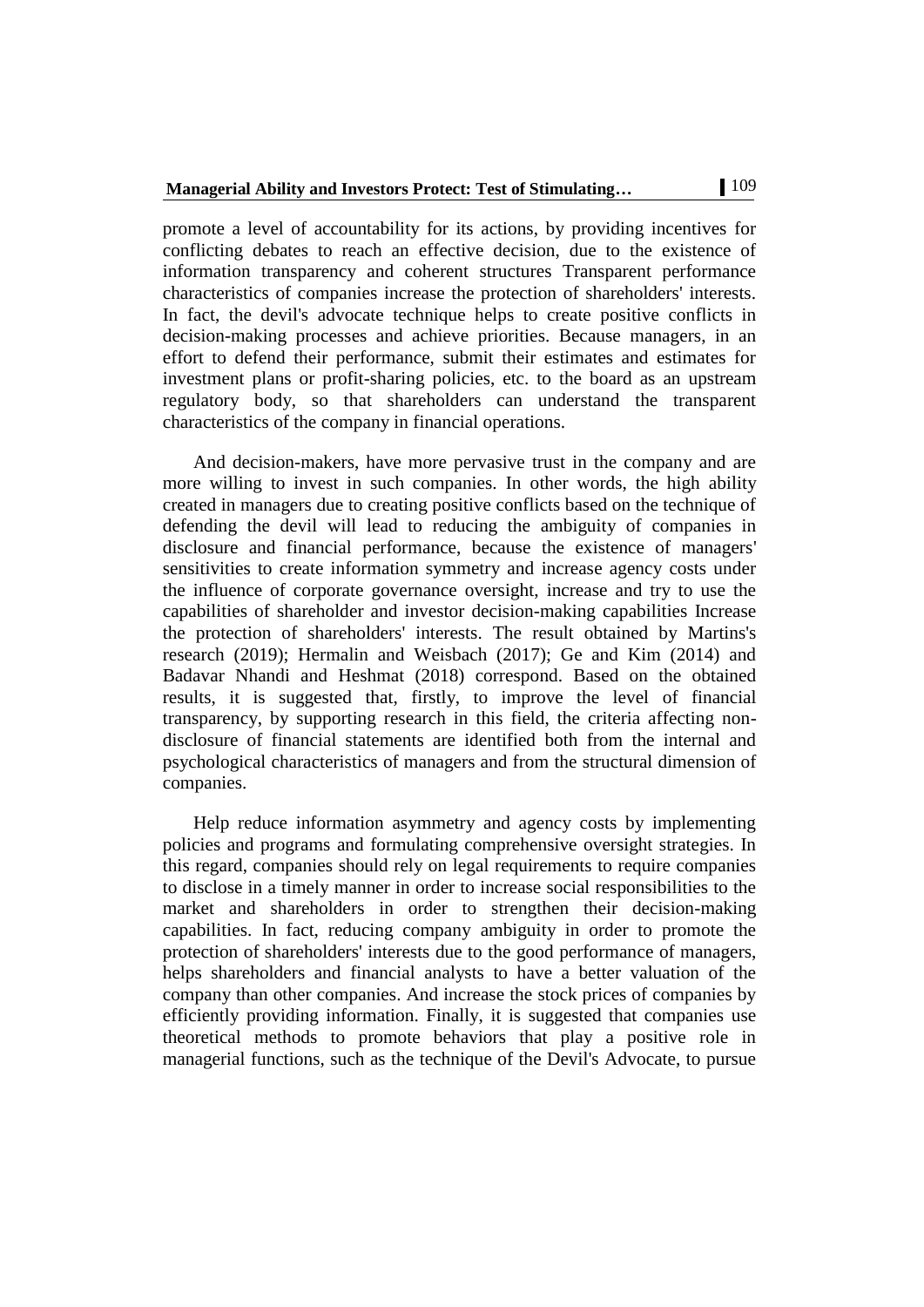promote a level of accountability for its actions, by providing incentives for conflicting debates to reach an effective decision, due to the existence of information transparency and coherent structures Transparent performance characteristics of companies increase the protection of shareholders' interests. In fact, the devil's advocate technique helps to create positive conflicts in decision-making processes and achieve priorities. Because managers, in an effort to defend their performance, submit their estimates and estimates for investment plans or profit-sharing policies, etc. to the board as an upstream regulatory body, so that shareholders can understand the transparent characteristics of the company in financial operations.

And decision-makers, have more pervasive trust in the company and are more willing to invest in such companies. In other words, the high ability created in managers due to creating positive conflicts based on the technique of defending the devil will lead to reducing the ambiguity of companies in disclosure and financial performance, because the existence of managers' sensitivities to create information symmetry and increase agency costs under the influence of corporate governance oversight, increase and try to use the capabilities of shareholder and investor decision-making capabilities Increase the protection of shareholders' interests. The result obtained by Martins's research (2019); Hermalin and Weisbach (2017); Ge and Kim (2014) and Badavar Nhandi and Heshmat (2018) correspond. Based on the obtained results, it is suggested that, firstly, to improve the level of financial transparency, by supporting research in this field, the criteria affecting non-disclosure of financial statements are identified both from the internal and psychological characteristics of managers and from the structural dimension of companies.

Help reduce information asymmetry and agency costs by implementing policies and programs and formulating comprehensive oversight strategies. In this regard, companies should rely on legal requirements to require companies to disclose in a timely manner in order to increase social responsibilities to the market and shareholders in order to strengthen their decision-making capabilities. In fact, reducing company ambiguity in order to promote the protection of shareholders' interests due to the good performance of managers, helps shareholders and financial analysts to have a better valuation of the company than other companies. And increase the stock prices of companies by efficiently providing information. Finally, it is suggested that companies use theoretical methods to promote behaviors that play a positive role in managerial functions, such as the technique of the Devil's Advocate, to pursue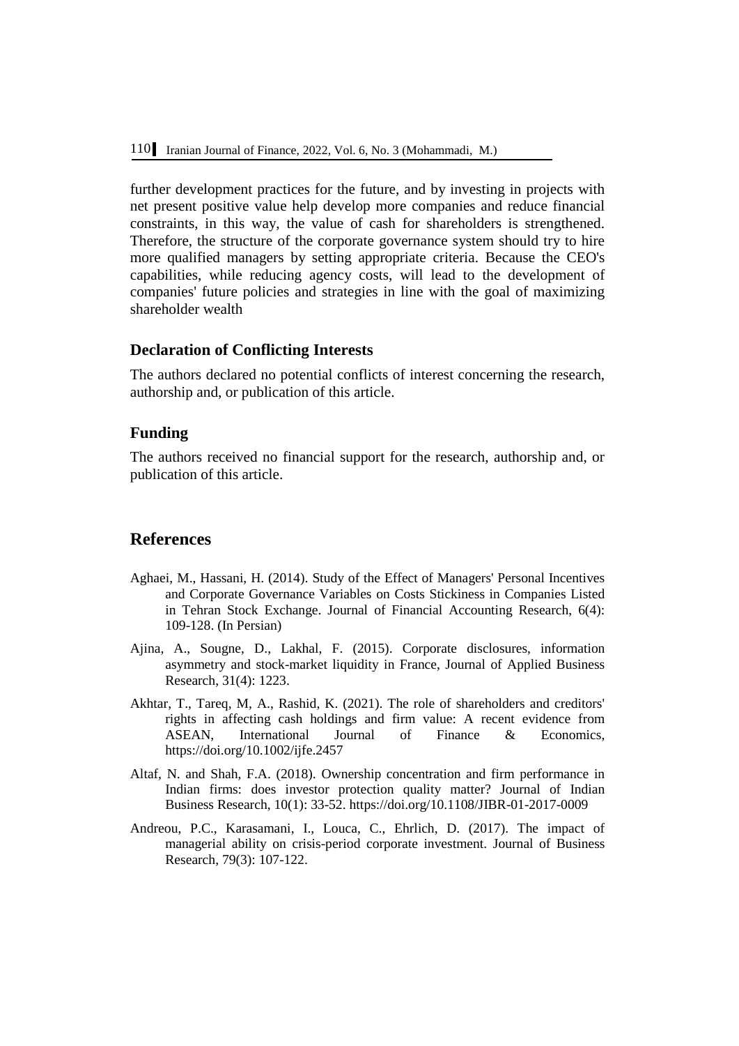further development practices for the future, and by investing in projects with net present positive value help develop more companies and reduce financial constraints, in this way, the value of cash for shareholders is strengthened. Therefore, the structure of the corporate governance system should try to hire more qualified managers by setting appropriate criteria. Because the CEO's capabilities, while reducing agency costs, will lead to the development of companies' future policies and strategies in line with the goal of maximizing shareholder wealth

### Declaration of Conflicting Interests

The authors declared no potential conflicts of interest concerning the research, authorship and, or publication of this article.

### Funding

The authors received no financial support for the research, authorship and, or publication of this article.

## References

Aghaei, M., Hassani, H. (2014). Study of the Effect of Managers' Personal Incentives and Corporate Governance Variables on Costs Stickiness in Companies Listed in Tehran Stock Exchange. Journal of Financial Accounting Research, 6(4): 109-128. (In Persian)

Ajina, A., Sougne, D., Lakhal, F. (2015). Corporate disclosures, information asymmetry and stock-market liquidity in France, Journal of Applied Business Research, 31(4): 1223.

Akhtar, T., Tareq, M, A., Rashid, K. (2021). The role of shareholders and creditors' rights in affecting cash holdings and firm value: A recent evidence from ASEAN, International Journal of Finance & Economics, https://doi.org/10.1002/ijfe.2457

Altaf, N. and Shah, F.A. (2018). Ownership concentration and firm performance in Indian firms: does investor protection quality matter? Journal of Indian Business Research, 10(1): 33-52. https://doi.org/10.1108/JIBR-01-2017-0009

Andreou, P.C., Karasamani, I., Louca, C., Ehrlich, D. (2017). The impact of managerial ability on crisis-period corporate investment. Journal of Business Research, 79(3): 107-122.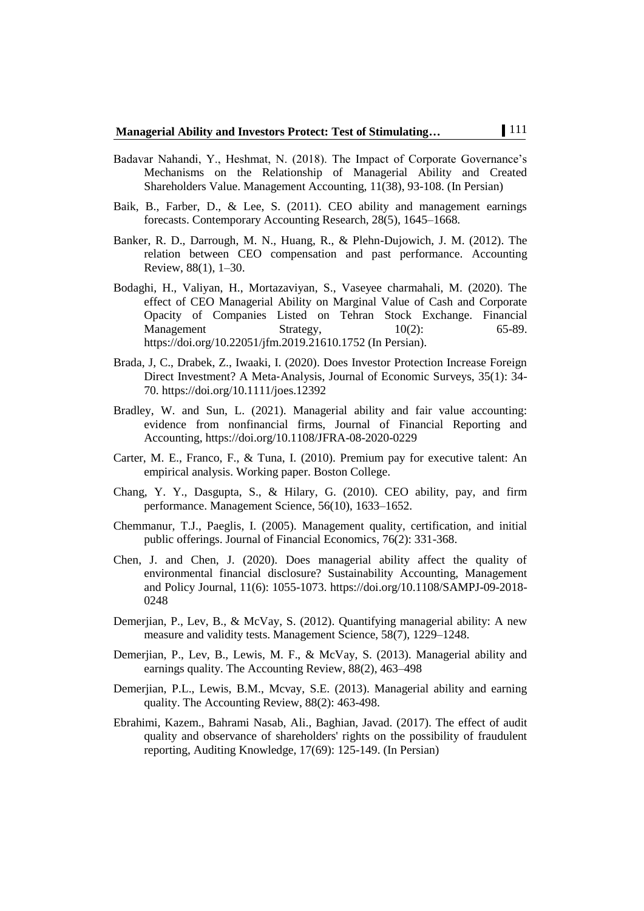Badavar Nahandi, Y., Heshmat, N. (2018). The Impact of Corporate Governance's Mechanisms on the Relationship of Managerial Ability and Created Shareholders Value. Management Accounting, 11(38), 93-108. (In Persian)

Baik, B., Farber, D., & Lee, S. (2011). CEO ability and management earnings forecasts. Contemporary Accounting Research, 28(5), 1645–1668.

Banker, R. D., Darrough, M. N., Huang, R., & Plehn-Dujowich, J. M. (2012). The relation between CEO compensation and past performance. Accounting Review, 88(1), 1–30.

Bodaghi, H., Valiyan, H., Mortazaviyan, S., Vaseyee charmahali, M. (2020). The effect of CEO Managerial Ability on Marginal Value of Cash and Corporate Opacity of Companies Listed on Tehran Stock Exchange. Financial Management Strategy, 10(2): 65-89. https://doi.org/10.22051/jfm.2019.21610.1752 (In Persian).

Brada, J, C., Drabek, Z., Iwaaki, I. (2020). Does Investor Protection Increase Foreign Direct Investment? A Meta‐Analysis, Journal of Economic Surveys, 35(1): 34-70. https://doi.org/10.1111/joes.12392

Bradley, W. and Sun, L. (2021). Managerial ability and fair value accounting: evidence from nonfinancial firms, Journal of Financial Reporting and Accounting, https://doi.org/10.1108/JFRA-08-2020-0229

Carter, M. E., Franco, F., & Tuna, I. (2010). Premium pay for executive talent: An empirical analysis. Working paper. Boston College.

Chang, Y. Y., Dasgupta, S., & Hilary, G. (2010). CEO ability, pay, and firm performance. Management Science, 56(10), 1633–1652.

Chemmanur, T.J., Paeglis, I. (2005). Management quality, certification, and initial public offerings. Journal of Financial Economics, 76(2): 331-368.

Chen, J. and Chen, J. (2020). Does managerial ability affect the quality of environmental financial disclosure? Sustainability Accounting, Management and Policy Journal, 11(6): 1055-1073. https://doi.org/10.1108/SAMPJ-09-2018-0248

Demerjian, P., Lev, B., & McVay, S. (2012). Quantifying managerial ability: A new measure and validity tests. Management Science, 58(7), 1229–1248.

Demerjian, P., Lev, B., Lewis, M. F., & McVay, S. (2013). Managerial ability and earnings quality. The Accounting Review, 88(2), 463–498

Demerjian, P.L., Lewis, B.M., Mcvay, S.E. (2013). Managerial ability and earning quality. The Accounting Review, 88(2): 463-498.

Ebrahimi, Kazem., Bahrami Nasab, Ali., Baghian, Javad. (2017). The effect of audit quality and observance of shareholders' rights on the possibility of fraudulent reporting, Auditing Knowledge, 17(69): 125-149. (In Persian)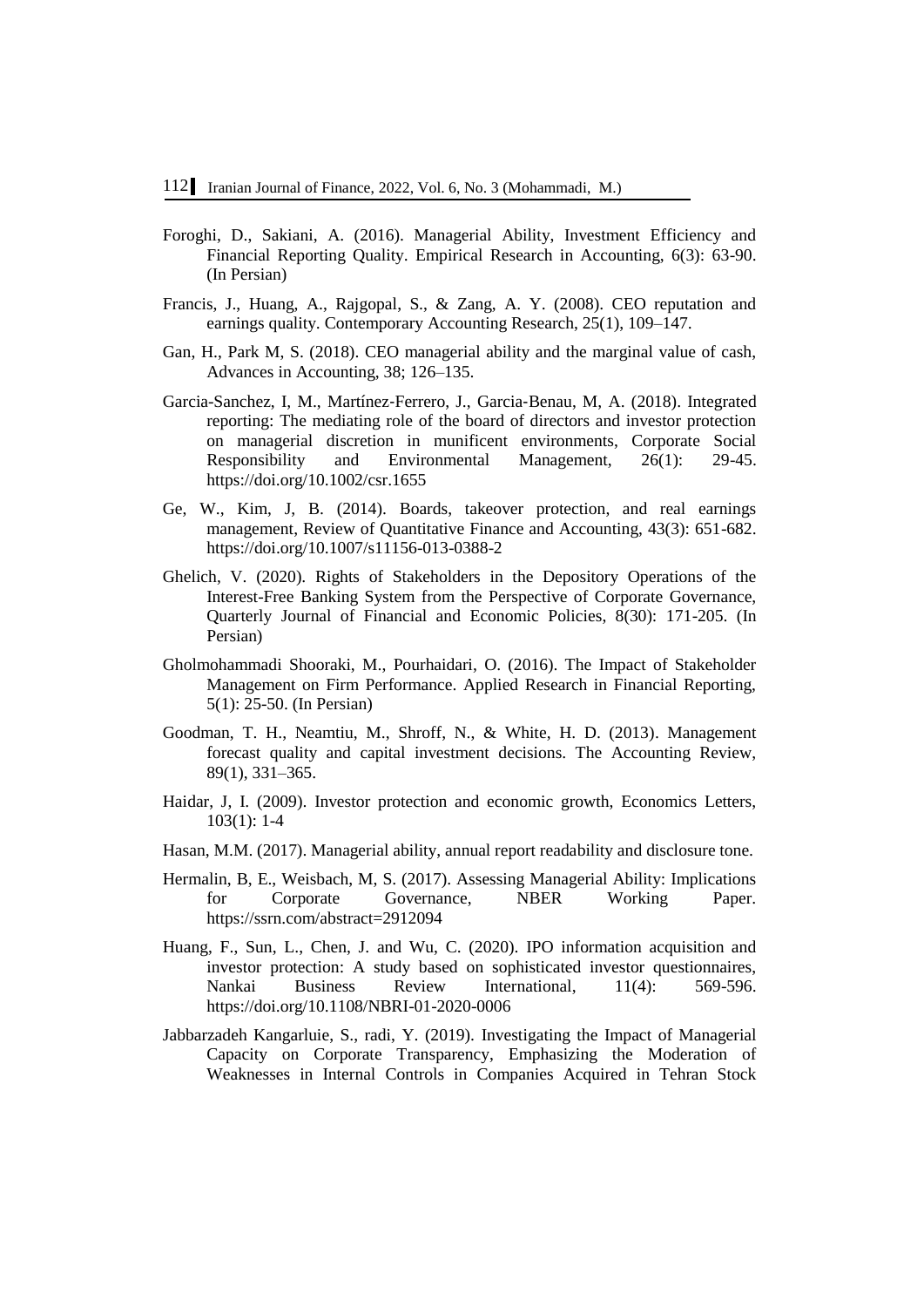Foroghi, D., Sakiani, A. (2016). Managerial Ability, Investment Efficiency and Financial Reporting Quality. Empirical Research in Accounting, 6(3): 63-90. (In Persian)

Francis, J., Huang, A., Rajgopal, S., & Zang, A. Y. (2008). CEO reputation and earnings quality. Contemporary Accounting Research, 25(1), 109–147.

Gan, H., Park M, S. (2018). CEO managerial ability and the marginal value of cash, Advances in Accounting, 38; 126–135.

Garcia-Sanchez, I, M., Martínez-Ferrero, J., Garcia-Benau, M, A. (2018). Integrated reporting: The mediating role of the board of directors and investor protection on managerial discretion in munificent environments, Corporate Social Responsibility and Environmental Management, 26(1): 29-45. https://doi.org/10.1002/csr.1655

Ge, W., Kim, J, B. (2014). Boards, takeover protection, and real earnings management, Review of Quantitative Finance and Accounting, 43(3): 651-682. https://doi.org/10.1007/s11156-013-0388-2

Ghelich, V. (2020). Rights of Stakeholders in the Depository Operations of the Interest-Free Banking System from the Perspective of Corporate Governance, Quarterly Journal of Financial and Economic Policies, 8(30): 171-205. (In Persian)

Gholmohammadi Shooraki, M., Pourhaidari, O. (2016). The Impact of Stakeholder Management on Firm Performance. Applied Research in Financial Reporting, 5(1): 25-50. (In Persian)

Goodman, T. H., Neamtiu, M., Shroff, N., & White, H. D. (2013). Management forecast quality and capital investment decisions. The Accounting Review, 89(1), 331–365.

Haidar, J, I. (2009). Investor protection and economic growth, Economics Letters, 103(1): 1-4

Hasan, M.M. (2017). Managerial ability, annual report readability and disclosure tone.

Hermalin, B, E., Weisbach, M, S. (2017). Assessing Managerial Ability: Implications for Corporate Governance, NBER Working Paper. https://ssrn.com/abstract=2912094

Huang, F., Sun, L., Chen, J. and Wu, C. (2020). IPO information acquisition and investor protection: A study based on sophisticated investor questionnaires, Nankai Business Review International, 11(4): 569-596. https://doi.org/10.1108/NBRI-01-2020-0006

Jabbarzadeh Kangarluie, S., radi, Y. (2019). Investigating the Impact of Managerial Capacity on Corporate Transparency, Emphasizing the Moderation of Weaknesses in Internal Controls in Companies Acquired in Tehran Stock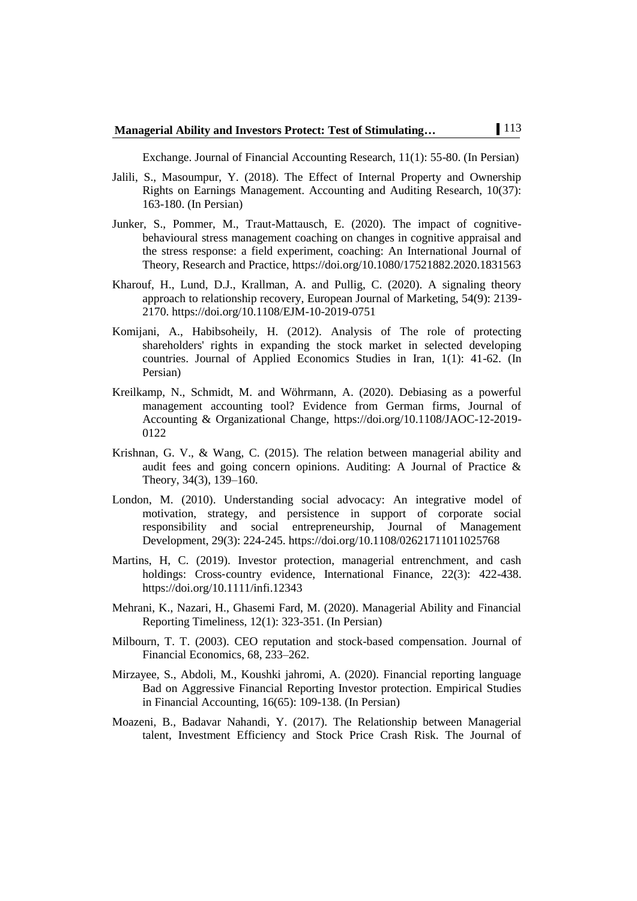Exchange. Journal of Financial Accounting Research, 11(1): 55-80. (In Persian)

Jalili, S., Masoumpur, Y. (2018). The Effect of Internal Property and Ownership Rights on Earnings Management. Accounting and Auditing Research, 10(37): 163-180. (In Persian)

Junker, S., Pommer, M., Traut-Mattausch, E. (2020). The impact of cognitive-behavioural stress management coaching on changes in cognitive appraisal and the stress response: a field experiment, coaching: An International Journal of Theory, Research and Practice, https://doi.org/10.1080/17521882.2020.1831563

Kharouf, H., Lund, D.J., Krallman, A. and Pullig, C. (2020). A signaling theory approach to relationship recovery, European Journal of Marketing, 54(9): 2139-2170. https://doi.org/10.1108/EJM-10-2019-0751

Komijani, A., Habibsoheily, H. (2012). Analysis of The role of protecting shareholders' rights in expanding the stock market in selected developing countries. Journal of Applied Economics Studies in Iran, 1(1): 41-62. (In Persian)

Kreilkamp, N., Schmidt, M. and Wöhrmann, A. (2020). Debiasing as a powerful management accounting tool? Evidence from German firms, Journal of Accounting & Organizational Change, https://doi.org/10.1108/JAOC-12-2019-0122

Krishnan, G. V., & Wang, C. (2015). The relation between managerial ability and audit fees and going concern opinions. Auditing: A Journal of Practice & Theory, 34(3), 139–160.

London, M. (2010). Understanding social advocacy: An integrative model of motivation, strategy, and persistence in support of corporate social responsibility and social entrepreneurship, Journal of Management Development, 29(3): 224-245. https://doi.org/10.1108/02621711011025768

Martins, H, C. (2019). Investor protection, managerial entrenchment, and cash holdings: Cross-country evidence, International Finance, 22(3): 422-438. https://doi.org/10.1111/infi.12343

Mehrani, K., Nazari, H., Ghasemi Fard, M. (2020). Managerial Ability and Financial Reporting Timeliness, 12(1): 323-351. (In Persian)

Milbourn, T. T. (2003). CEO reputation and stock-based compensation. Journal of Financial Economics, 68, 233–262.

Mirzayee, S., Abdoli, M., Koushki jahromi, A. (2020). Financial reporting language Bad on Aggressive Financial Reporting Investor protection. Empirical Studies in Financial Accounting, 16(65): 109-138. (In Persian)

Moazeni, B., Badavar Nahandi, Y. (2017). The Relationship between Managerial talent, Investment Efficiency and Stock Price Crash Risk. The Journal of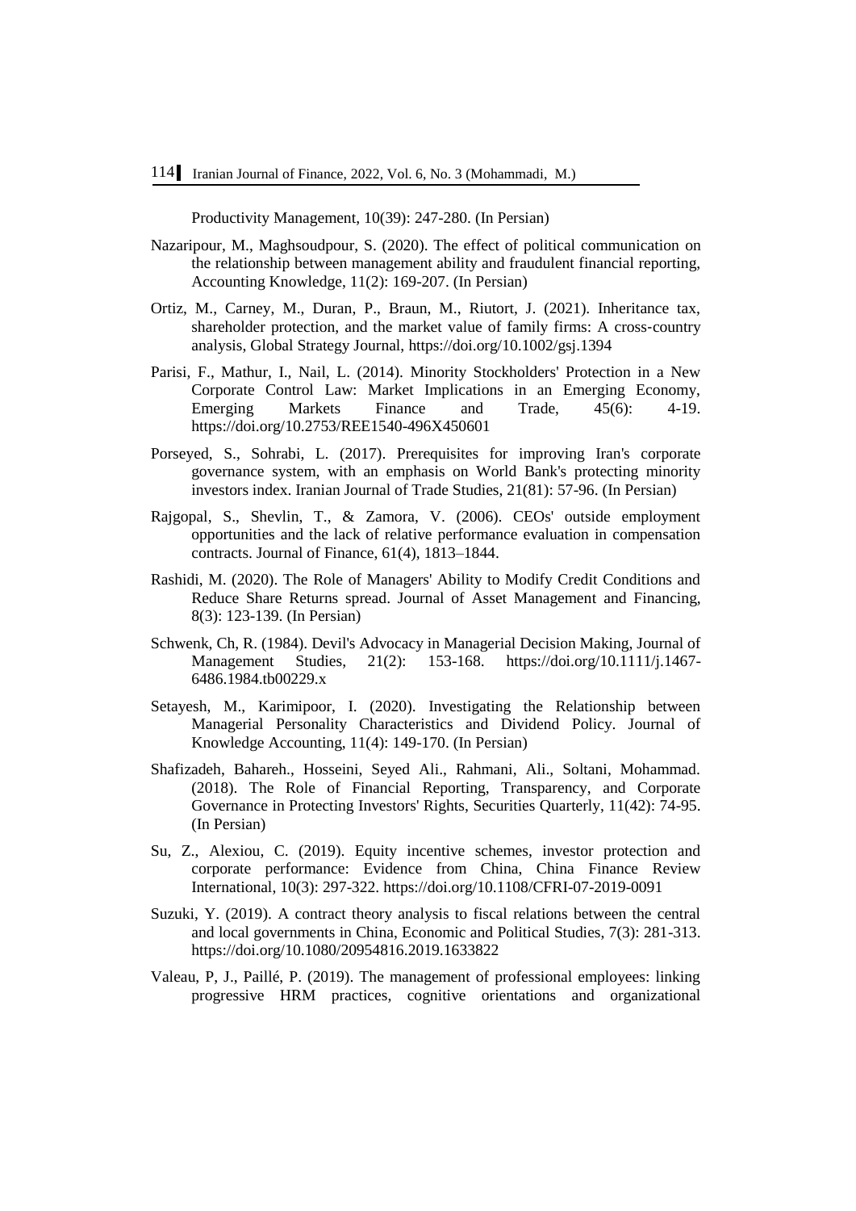Productivity Management, 10(39): 247-280. (In Persian)

Nazaripour, M., Maghsoudpour, S. (2020). The effect of political communication on the relationship between management ability and fraudulent financial reporting, Accounting Knowledge, 11(2): 169-207. (In Persian)

Ortiz, M., Carney, M., Duran, P., Braun, M., Riutort, J. (2021). Inheritance tax, shareholder protection, and the market value of family firms: A cross‐country analysis, Global Strategy Journal, https://doi.org/10.1002/gsj.1394

Parisi, F., Mathur, I., Nail, L. (2014). Minority Stockholders' Protection in a New Corporate Control Law: Market Implications in an Emerging Economy, Emerging Markets Finance and Trade, 45(6): 4-19. https://doi.org/10.2753/REE1540-496X450601

Porseyed, S., Sohrabi, L. (2017). Prerequisites for improving Iran's corporate governance system, with an emphasis on World Bank's protecting minority investors index. Iranian Journal of Trade Studies, 21(81): 57-96. (In Persian)

Rajgopal, S., Shevlin, T., & Zamora, V. (2006). CEOs' outside employment opportunities and the lack of relative performance evaluation in compensation contracts. Journal of Finance, 61(4), 1813–1844.

Rashidi, M. (2020). The Role of Managers' Ability to Modify Credit Conditions and Reduce Share Returns spread. Journal of Asset Management and Financing, 8(3): 123-139. (In Persian)

Schwenk, Ch, R. (1984). Devil's Advocacy in Managerial Decision Making, Journal of Management Studies, 21(2): 153-168. https://doi.org/10.1111/j.1467-6486.1984.tb00229.x

Setayesh, M., Karimipoor, I. (2020). Investigating the Relationship between Managerial Personality Characteristics and Dividend Policy. Journal of Knowledge Accounting, 11(4): 149-170. (In Persian)

Shafizadeh, Bahareh., Hosseini, Seyed Ali., Rahmani, Ali., Soltani, Mohammad. (2018). The Role of Financial Reporting, Transparency, and Corporate Governance in Protecting Investors' Rights, Securities Quarterly, 11(42): 74-95. (In Persian)

Su, Z., Alexiou, C. (2019). Equity incentive schemes, investor protection and corporate performance: Evidence from China, China Finance Review International, 10(3): 297-322. https://doi.org/10.1108/CFRI-07-2019-0091

Suzuki, Y. (2019). A contract theory analysis to fiscal relations between the central and local governments in China, Economic and Political Studies, 7(3): 281-313. https://doi.org/10.1080/20954816.2019.1633822

Valeau, P, J., Paillé, P. (2019). The management of professional employees: linking progressive HRM practices, cognitive orientations and organizational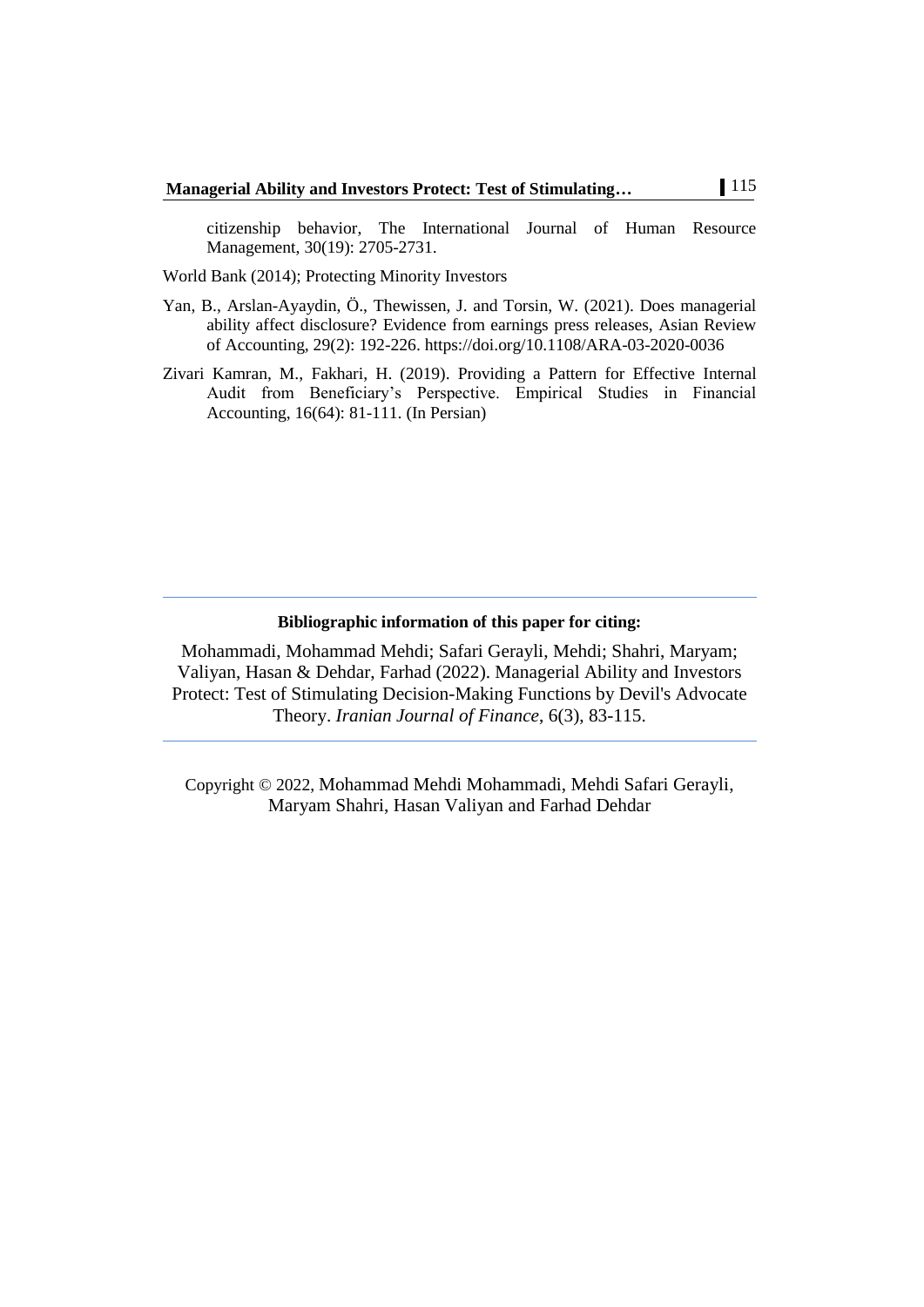citizenship behavior, The International Journal of Human Resource Management, 30(19): 2705-2731.

World Bank (2014); Protecting Minority Investors

Yan, B., Arslan-Ayaydin, Ö., Thewissen, J. and Torsin, W. (2021). Does managerial ability affect disclosure? Evidence from earnings press releases, Asian Review of Accounting, 29(2): 192-226. https://doi.org/10.1108/ARA-03-2020-0036

Zivari Kamran, M., Fakhari, H. (2019). Providing a Pattern for Effective Internal Audit from Beneficiary's Perspective. Empirical Studies in Financial Accounting, 16(64): 81-111. (In Persian)

---

**Bibliographic information of this paper for citing:**

Mohammadi, Mohammad Mehdi; Safari Gerayli, Mehdi; Shahri, Maryam; Valiyan, Hasan & Dehdar, Farhad (2022). Managerial Ability and Investors Protect: Test of Stimulating Decision-Making Functions by Devil's Advocate Theory. *Iranian Journal of Finance*, 6(3), 83-115.

---

Copyright © 2022, Mohammad Mehdi Mohammadi, Mehdi Safari Gerayli, Maryam Shahri, Hasan Valiyan and Farhad Dehdar